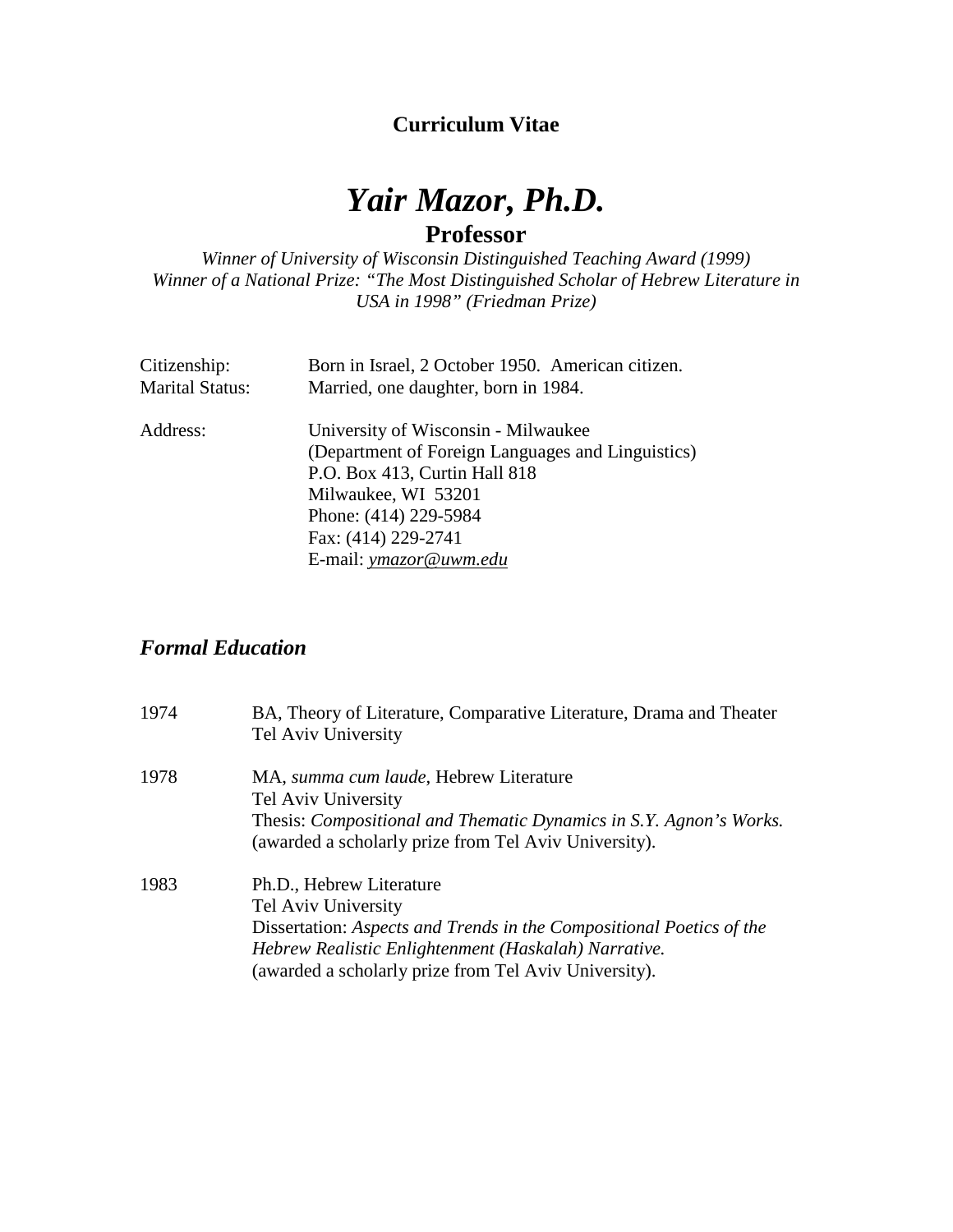**Curriculum Vitae**

# *Yair Mazor, Ph.D.*

## Professor

*Winner of University of Wisconsin Distinguished Teaching Award (1999)*
*Winner of a National Prize: "The Most Distinguished Scholar of Hebrew Literature in USA in 1998" (Friedman Prize)*

| | |
|---|---|
| Citizenship: | Born in Israel, 2 October 1950. American citizen. |
| Marital Status: | Married, one daughter, born in 1984. |
| Address: | University of Wisconsin - Milwaukee<br>(Department of Foreign Languages and Linguistics)<br>P.O. Box 413, Curtin Hall 818<br>Milwaukee, WI 53201<br>Phone: (414) 229-5984<br>Fax: (414) 229-2741<br>E-mail: *ymazor@uwm.edu* |

## *Formal Education*

1974 — BA, Theory of Literature, Comparative Literature, Drama and Theater
Tel Aviv University

1978 — MA, *summa cum laude*, Hebrew Literature
Tel Aviv University
Thesis: *Compositional and Thematic Dynamics in S.Y. Agnon's Works.*
(awarded a scholarly prize from Tel Aviv University).

1983 — Ph.D., Hebrew Literature
Tel Aviv University
Dissertation: *Aspects and Trends in the Compositional Poetics of the Hebrew Realistic Enlightenment (Haskalah) Narrative.*
(awarded a scholarly prize from Tel Aviv University).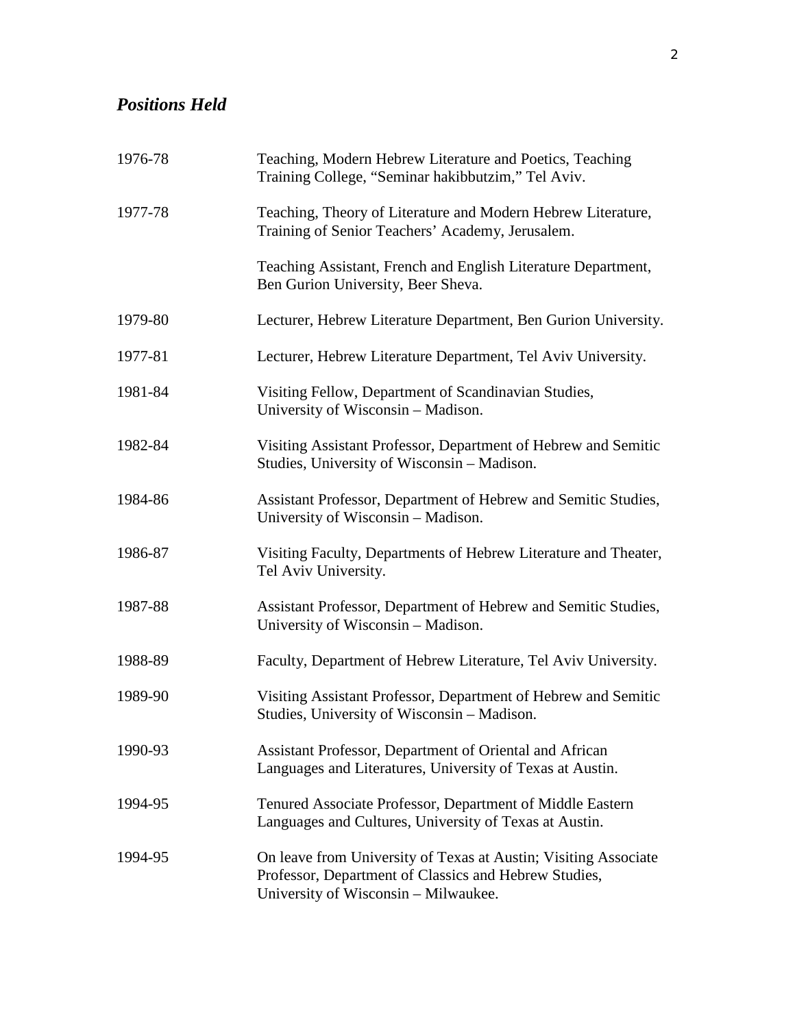## *Positions Held*

| | |
|---|---|
| 1976-78 | Teaching, Modern Hebrew Literature and Poetics, Teaching Training College, "Seminar hakibbutzim," Tel Aviv. |
| 1977-78 | Teaching, Theory of Literature and Modern Hebrew Literature, Training of Senior Teachers' Academy, Jerusalem. |
| | Teaching Assistant, French and English Literature Department, Ben Gurion University, Beer Sheva. |
| 1979-80 | Lecturer, Hebrew Literature Department, Ben Gurion University. |
| 1977-81 | Lecturer, Hebrew Literature Department, Tel Aviv University. |
| 1981-84 | Visiting Fellow, Department of Scandinavian Studies, University of Wisconsin – Madison. |
| 1982-84 | Visiting Assistant Professor, Department of Hebrew and Semitic Studies, University of Wisconsin – Madison. |
| 1984-86 | Assistant Professor, Department of Hebrew and Semitic Studies, University of Wisconsin – Madison. |
| 1986-87 | Visiting Faculty, Departments of Hebrew Literature and Theater, Tel Aviv University. |
| 1987-88 | Assistant Professor, Department of Hebrew and Semitic Studies, University of Wisconsin – Madison. |
| 1988-89 | Faculty, Department of Hebrew Literature, Tel Aviv University. |
| 1989-90 | Visiting Assistant Professor, Department of Hebrew and Semitic Studies, University of Wisconsin – Madison. |
| 1990-93 | Assistant Professor, Department of Oriental and African Languages and Literatures, University of Texas at Austin. |
| 1994-95 | Tenured Associate Professor, Department of Middle Eastern Languages and Cultures, University of Texas at Austin. |
| 1994-95 | On leave from University of Texas at Austin; Visiting Associate Professor, Department of Classics and Hebrew Studies, University of Wisconsin – Milwaukee. |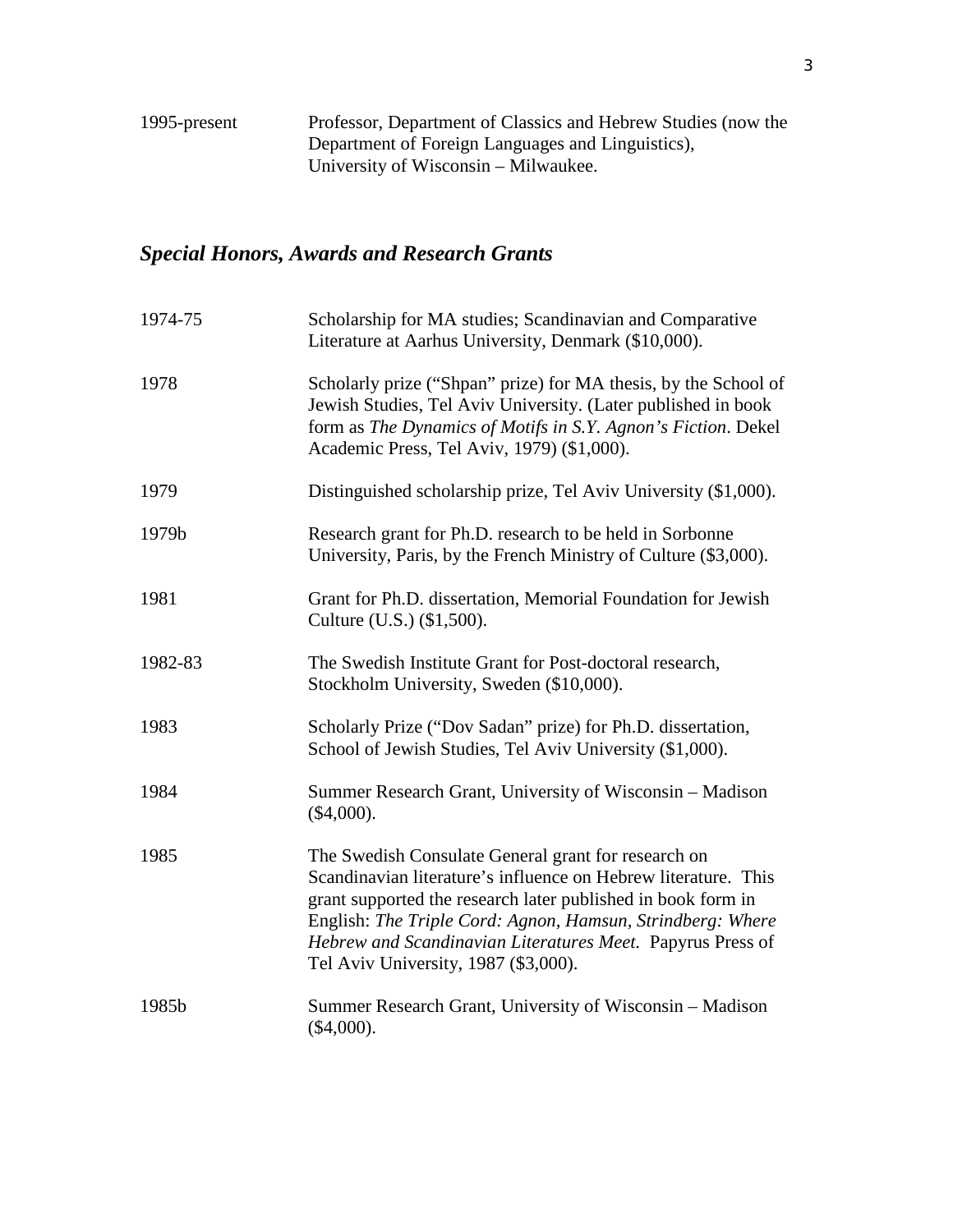1995-present Professor, Department of Classics and Hebrew Studies (now the Department of Foreign Languages and Linguistics), University of Wisconsin – Milwaukee.

## *Special Honors, Awards and Research Grants*

1974-75 Scholarship for MA studies; Scandinavian and Comparative Literature at Aarhus University, Denmark ($10,000).

1978 Scholarly prize ("Shpan" prize) for MA thesis, by the School of Jewish Studies, Tel Aviv University. (Later published in book form as *The Dynamics of Motifs in S.Y. Agnon's Fiction*. Dekel Academic Press, Tel Aviv, 1979) ($1,000).

1979 Distinguished scholarship prize, Tel Aviv University ($1,000).

1979b Research grant for Ph.D. research to be held in Sorbonne University, Paris, by the French Ministry of Culture ($3,000).

1981 Grant for Ph.D. dissertation, Memorial Foundation for Jewish Culture (U.S.) ($1,500).

1982-83 The Swedish Institute Grant for Post-doctoral research, Stockholm University, Sweden ($10,000).

1983 Scholarly Prize ("Dov Sadan" prize) for Ph.D. dissertation, School of Jewish Studies, Tel Aviv University ($1,000).

1984 Summer Research Grant, University of Wisconsin – Madison ($4,000).

1985 The Swedish Consulate General grant for research on Scandinavian literature's influence on Hebrew literature. This grant supported the research later published in book form in English: *The Triple Cord: Agnon, Hamsun, Strindberg: Where Hebrew and Scandinavian Literatures Meet.* Papyrus Press of Tel Aviv University, 1987 ($3,000).

1985b Summer Research Grant, University of Wisconsin – Madison ($4,000).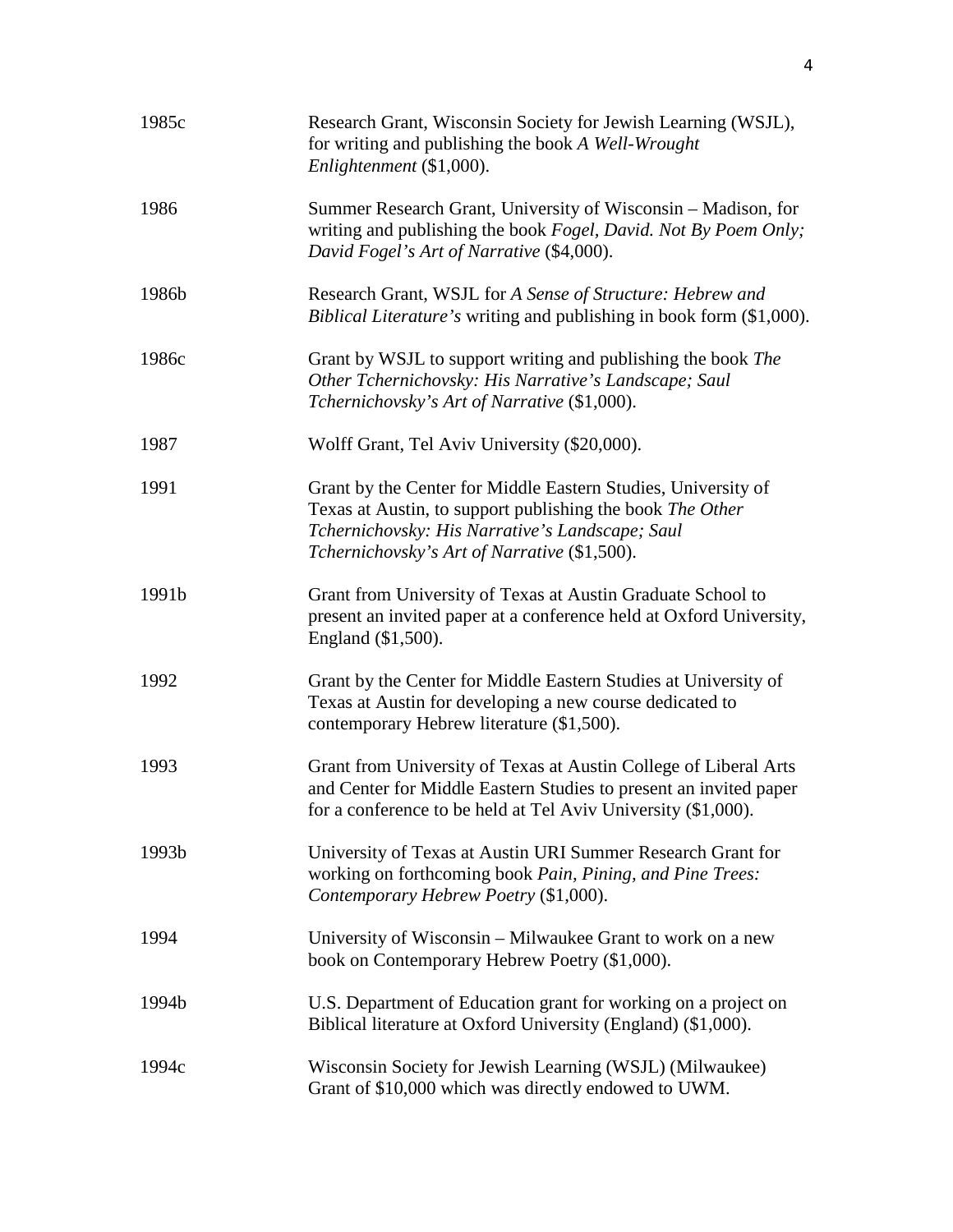1985c Research Grant, Wisconsin Society for Jewish Learning (WSJL), for writing and publishing the book *A Well-Wrought Enlightenment* ($1,000).

1986 Summer Research Grant, University of Wisconsin – Madison, for writing and publishing the book *Fogel, David. Not By Poem Only; David Fogel's Art of Narrative* ($4,000).

1986b Research Grant, WSJL for *A Sense of Structure: Hebrew and Biblical Literature's* writing and publishing in book form ($1,000).

1986c Grant by WSJL to support writing and publishing the book *The Other Tchernichovsky: His Narrative's Landscape; Saul Tchernichovsky's Art of Narrative* ($1,000).

1987 Wolff Grant, Tel Aviv University ($20,000).

1991 Grant by the Center for Middle Eastern Studies, University of Texas at Austin, to support publishing the book *The Other Tchernichovsky: His Narrative's Landscape; Saul Tchernichovsky's Art of Narrative* ($1,500).

1991b Grant from University of Texas at Austin Graduate School to present an invited paper at a conference held at Oxford University, England ($1,500).

1992 Grant by the Center for Middle Eastern Studies at University of Texas at Austin for developing a new course dedicated to contemporary Hebrew literature ($1,500).

1993 Grant from University of Texas at Austin College of Liberal Arts and Center for Middle Eastern Studies to present an invited paper for a conference to be held at Tel Aviv University ($1,000).

1993b University of Texas at Austin URI Summer Research Grant for working on forthcoming book *Pain, Pining, and Pine Trees: Contemporary Hebrew Poetry* ($1,000).

1994 University of Wisconsin – Milwaukee Grant to work on a new book on Contemporary Hebrew Poetry ($1,000).

1994b U.S. Department of Education grant for working on a project on Biblical literature at Oxford University (England) ($1,000).

1994c Wisconsin Society for Jewish Learning (WSJL) (Milwaukee) Grant of $10,000 which was directly endowed to UWM.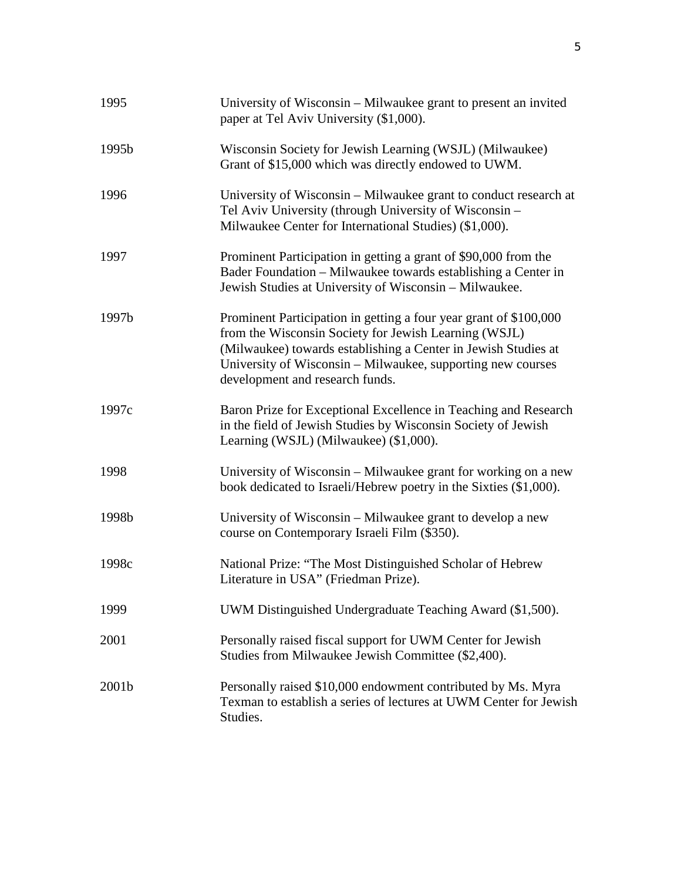| | |
|---|---|
| 1995 | University of Wisconsin – Milwaukee grant to present an invited paper at Tel Aviv University ($1,000). |
| 1995b | Wisconsin Society for Jewish Learning (WSJL) (Milwaukee) Grant of $15,000 which was directly endowed to UWM. |
| 1996 | University of Wisconsin – Milwaukee grant to conduct research at Tel Aviv University (through University of Wisconsin – Milwaukee Center for International Studies) ($1,000). |
| 1997 | Prominent Participation in getting a grant of $90,000 from the Bader Foundation – Milwaukee towards establishing a Center in Jewish Studies at University of Wisconsin – Milwaukee. |
| 1997b | Prominent Participation in getting a four year grant of $100,000 from the Wisconsin Society for Jewish Learning (WSJL) (Milwaukee) towards establishing a Center in Jewish Studies at University of Wisconsin – Milwaukee, supporting new courses development and research funds. |
| 1997c | Baron Prize for Exceptional Excellence in Teaching and Research in the field of Jewish Studies by Wisconsin Society of Jewish Learning (WSJL) (Milwaukee) ($1,000). |
| 1998 | University of Wisconsin – Milwaukee grant for working on a new book dedicated to Israeli/Hebrew poetry in the Sixties ($1,000). |
| 1998b | University of Wisconsin – Milwaukee grant to develop a new course on Contemporary Israeli Film ($350). |
| 1998c | National Prize: "The Most Distinguished Scholar of Hebrew Literature in USA" (Friedman Prize). |
| 1999 | UWM Distinguished Undergraduate Teaching Award ($1,500). |
| 2001 | Personally raised fiscal support for UWM Center for Jewish Studies from Milwaukee Jewish Committee ($2,400). |
| 2001b | Personally raised $10,000 endowment contributed by Ms. Myra Texman to establish a series of lectures at UWM Center for Jewish Studies. |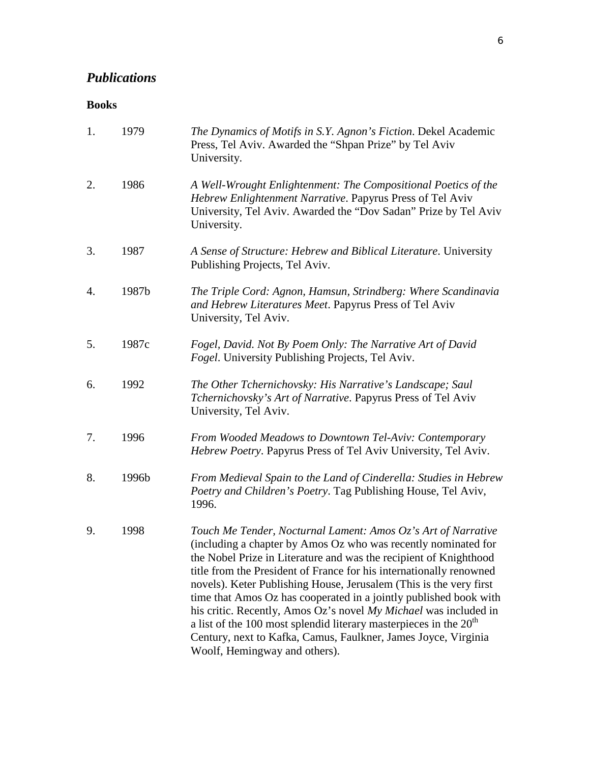## *Publications*

### Books

1. 1979 — *The Dynamics of Motifs in S.Y. Agnon's Fiction*. Dekel Academic Press, Tel Aviv. Awarded the "Shpan Prize" by Tel Aviv University.

2. 1986 — *A Well-Wrought Enlightenment: The Compositional Poetics of the Hebrew Enlightenment Narrative*. Papyrus Press of Tel Aviv University, Tel Aviv. Awarded the "Dov Sadan" Prize by Tel Aviv University.

3. 1987 — *A Sense of Structure: Hebrew and Biblical Literature*. University Publishing Projects, Tel Aviv.

4. 1987b — *The Triple Cord: Agnon, Hamsun, Strindberg: Where Scandinavia and Hebrew Literatures Meet*. Papyrus Press of Tel Aviv University, Tel Aviv.

5. 1987c — *Fogel, David. Not By Poem Only: The Narrative Art of David Fogel*. University Publishing Projects, Tel Aviv.

6. 1992 — *The Other Tchernichovsky: His Narrative's Landscape; Saul Tchernichovsky's Art of Narrative*. Papyrus Press of Tel Aviv University, Tel Aviv.

7. 1996 — *From Wooded Meadows to Downtown Tel-Aviv: Contemporary Hebrew Poetry*. Papyrus Press of Tel Aviv University, Tel Aviv.

8. 1996b — *From Medieval Spain to the Land of Cinderella: Studies in Hebrew Poetry and Children's Poetry*. Tag Publishing House, Tel Aviv, 1996.

9. 1998 — *Touch Me Tender, Nocturnal Lament: Amos Oz's Art of Narrative* (including a chapter by Amos Oz who was recently nominated for the Nobel Prize in Literature and was the recipient of Knighthood title from the President of France for his internationally renowned novels). Keter Publishing House, Jerusalem (This is the very first time that Amos Oz has cooperated in a jointly published book with his critic. Recently, Amos Oz's novel *My Michael* was included in a list of the 100 most splendid literary masterpieces in the 20th Century, next to Kafka, Camus, Faulkner, James Joyce, Virginia Woolf, Hemingway and others).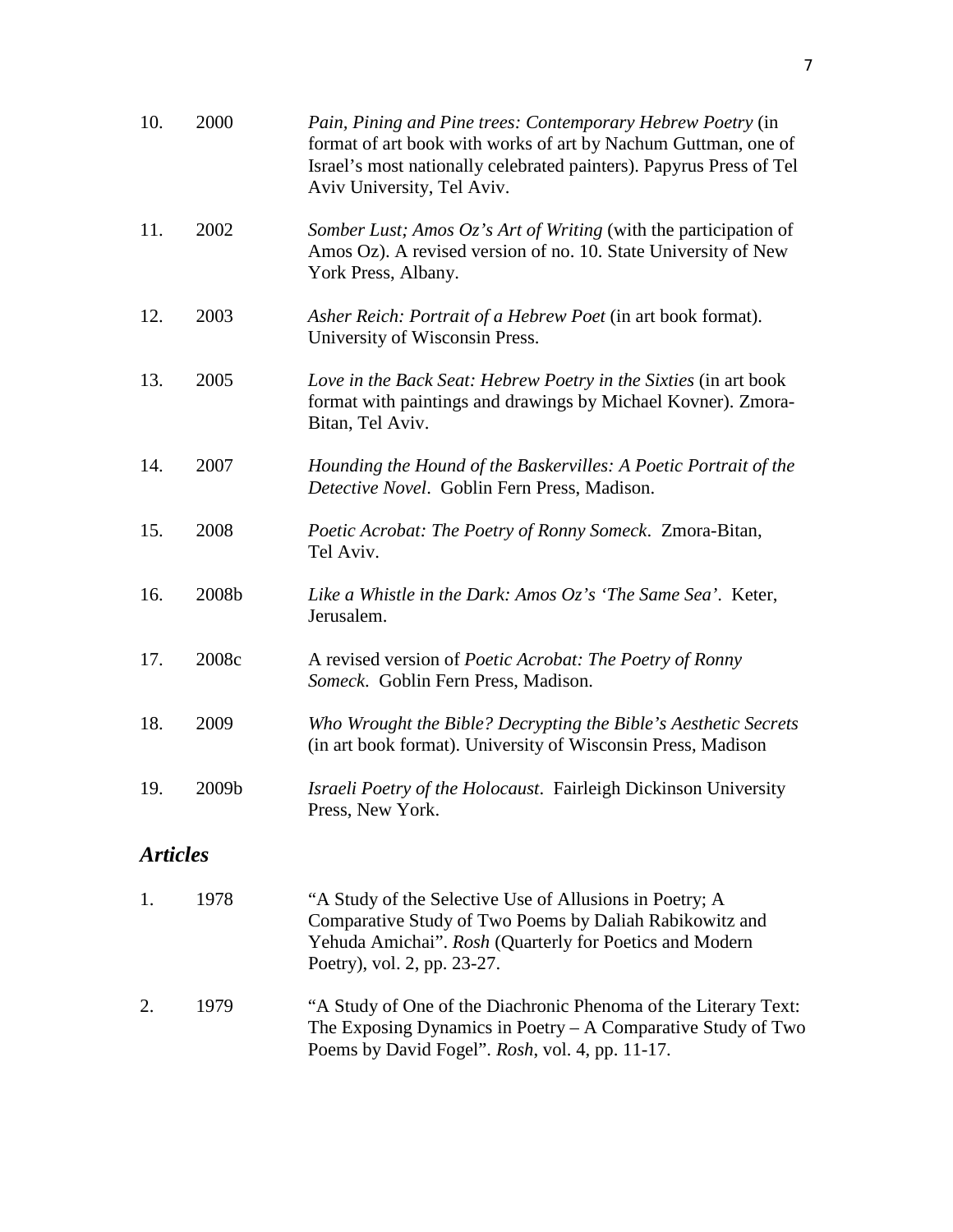10. 2000 *Pain, Pining and Pine trees: Contemporary Hebrew Poetry* (in format of art book with works of art by Nachum Guttman, one of Israel's most nationally celebrated painters). Papyrus Press of Tel Aviv University, Tel Aviv.

11. 2002 *Somber Lust; Amos Oz's Art of Writing* (with the participation of Amos Oz). A revised version of no. 10. State University of New York Press, Albany.

12. 2003 *Asher Reich: Portrait of a Hebrew Poet* (in art book format). University of Wisconsin Press.

13. 2005 *Love in the Back Seat: Hebrew Poetry in the Sixties* (in art book format with paintings and drawings by Michael Kovner). Zmora-Bitan, Tel Aviv.

14. 2007 *Hounding the Hound of the Baskervilles: A Poetic Portrait of the Detective Novel*. Goblin Fern Press, Madison.

15. 2008 *Poetic Acrobat: The Poetry of Ronny Someck*. Zmora-Bitan, Tel Aviv.

16. 2008b *Like a Whistle in the Dark: Amos Oz's 'The Same Sea'*. Keter, Jerusalem.

17. 2008c A revised version of *Poetic Acrobat: The Poetry of Ronny Someck*. Goblin Fern Press, Madison.

18. 2009 *Who Wrought the Bible? Decrypting the Bible's Aesthetic Secrets* (in art book format). University of Wisconsin Press, Madison

19. 2009b *Israeli Poetry of the Holocaust*. Fairleigh Dickinson University Press, New York.

## *Articles*

1. 1978 "A Study of the Selective Use of Allusions in Poetry; A Comparative Study of Two Poems by Daliah Rabikowitz and Yehuda Amichai". *Rosh* (Quarterly for Poetics and Modern Poetry), vol. 2, pp. 23-27.

2. 1979 "A Study of One of the Diachronic Phenoma of the Literary Text: The Exposing Dynamics in Poetry – A Comparative Study of Two Poems by David Fogel". *Rosh*, vol. 4, pp. 11-17.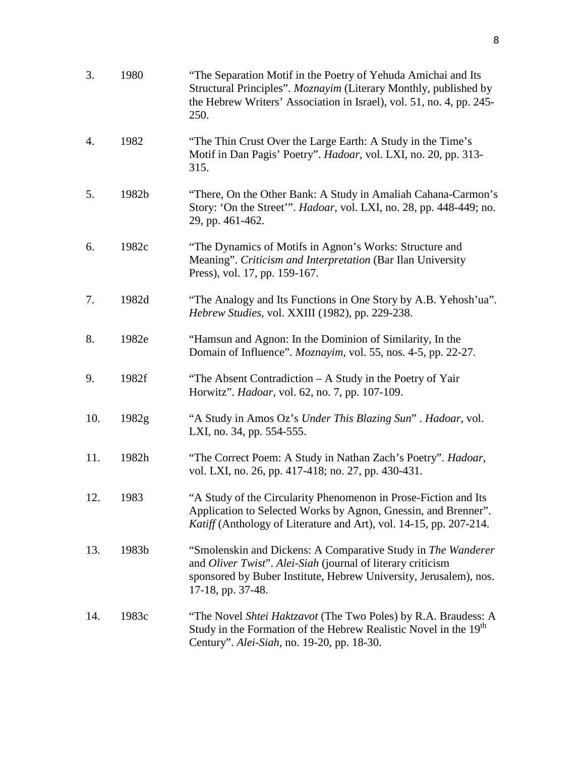3. 1980 "The Separation Motif in the Poetry of Yehuda Amichai and Its Structural Principles". *Moznayim* (Literary Monthly, published by the Hebrew Writers' Association in Israel), vol. 51, no. 4, pp. 245-250.

4. 1982 "The Thin Crust Over the Large Earth: A Study in the Time's Motif in Dan Pagis' Poetry". *Hadoar*, vol. LXI, no. 20, pp. 313-315.

5. 1982b "There, On the Other Bank: A Study in Amaliah Cahana-Carmon's Story: 'On the Street'". *Hadoar*, vol. LXI, no. 28, pp. 448-449; no. 29, pp. 461-462.

6. 1982c "The Dynamics of Motifs in Agnon's Works: Structure and Meaning". *Criticism and Interpretation* (Bar Ilan University Press), vol. 17, pp. 159-167.

7. 1982d "The Analogy and Its Functions in One Story by A.B. Yehosh'ua". *Hebrew Studies*, vol. XXIII (1982), pp. 229-238.

8. 1982e "Hamsun and Agnon: In the Dominion of Similarity, In the Domain of Influence". *Moznayim*, vol. 55, nos. 4-5, pp. 22-27.

9. 1982f "The Absent Contradiction – A Study in the Poetry of Yair Horwitz". *Hadoar*, vol. 62, no. 7, pp. 107-109.

10. 1982g "A Study in Amos Oz's *Under This Blazing Sun*" . *Hadoar*, vol. LXI, no. 34, pp. 554-555.

11. 1982h "The Correct Poem: A Study in Nathan Zach's Poetry". *Hadoar*, vol. LXI, no. 26, pp. 417-418; no. 27, pp. 430-431.

12. 1983 "A Study of the Circularity Phenomenon in Prose-Fiction and Its Application to Selected Works by Agnon, Gnessin, and Brenner". *Katiff* (Anthology of Literature and Art), vol. 14-15, pp. 207-214.

13. 1983b "Smolenskin and Dickens: A Comparative Study in *The Wanderer* and *Oliver Twist*". *Alei-Siah* (journal of literary criticism sponsored by Buber Institute, Hebrew University, Jerusalem), nos. 17-18, pp. 37-48.

14. 1983c "The Novel *Shtei Haktzavot* (The Two Poles) by R.A. Braudess: A Study in the Formation of the Hebrew Realistic Novel in the 19th Century". *Alei-Siah*, no. 19-20, pp. 18-30.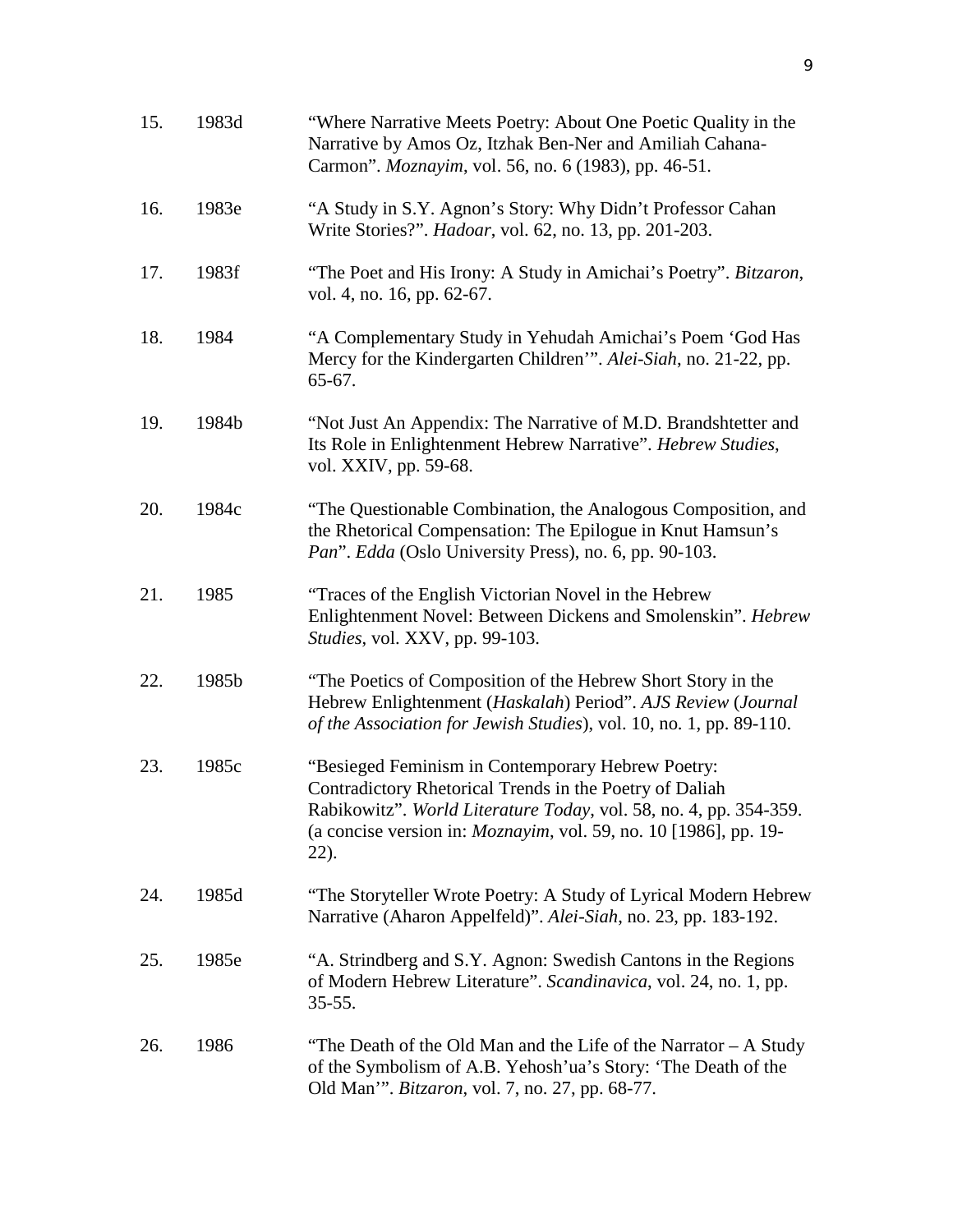15. 1983d "Where Narrative Meets Poetry: About One Poetic Quality in the Narrative by Amos Oz, Itzhak Ben-Ner and Amiliah Cahana-Carmon". *Moznayim*, vol. 56, no. 6 (1983), pp. 46-51.

16. 1983e "A Study in S.Y. Agnon's Story: Why Didn't Professor Cahan Write Stories?". *Hadoar*, vol. 62, no. 13, pp. 201-203.

17. 1983f "The Poet and His Irony: A Study in Amichai's Poetry". *Bitzaron*, vol. 4, no. 16, pp. 62-67.

18. 1984 "A Complementary Study in Yehudah Amichai's Poem 'God Has Mercy for the Kindergarten Children'". *Alei-Siah*, no. 21-22, pp. 65-67.

19. 1984b "Not Just An Appendix: The Narrative of M.D. Brandshtetter and Its Role in Enlightenment Hebrew Narrative". *Hebrew Studies*, vol. XXIV, pp. 59-68.

20. 1984c "The Questionable Combination, the Analogous Composition, and the Rhetorical Compensation: The Epilogue in Knut Hamsun's *Pan*". *Edda* (Oslo University Press), no. 6, pp. 90-103.

21. 1985 "Traces of the English Victorian Novel in the Hebrew Enlightenment Novel: Between Dickens and Smolenskin". *Hebrew Studies*, vol. XXV, pp. 99-103.

22. 1985b "The Poetics of Composition of the Hebrew Short Story in the Hebrew Enlightenment (*Haskalah*) Period". *AJS Review* (*Journal of the Association for Jewish Studies*), vol. 10, no. 1, pp. 89-110.

23. 1985c "Besieged Feminism in Contemporary Hebrew Poetry: Contradictory Rhetorical Trends in the Poetry of Daliah Rabikowitz". *World Literature Today*, vol. 58, no. 4, pp. 354-359. (a concise version in: *Moznayim*, vol. 59, no. 10 [1986], pp. 19-22).

24. 1985d "The Storyteller Wrote Poetry: A Study of Lyrical Modern Hebrew Narrative (Aharon Appelfeld)". *Alei-Siah*, no. 23, pp. 183-192.

25. 1985e "A. Strindberg and S.Y. Agnon: Swedish Cantons in the Regions of Modern Hebrew Literature". *Scandinavica*, vol. 24, no. 1, pp. 35-55.

26. 1986 "The Death of the Old Man and the Life of the Narrator – A Study of the Symbolism of A.B. Yehosh'ua's Story: 'The Death of the Old Man'". *Bitzaron*, vol. 7, no. 27, pp. 68-77.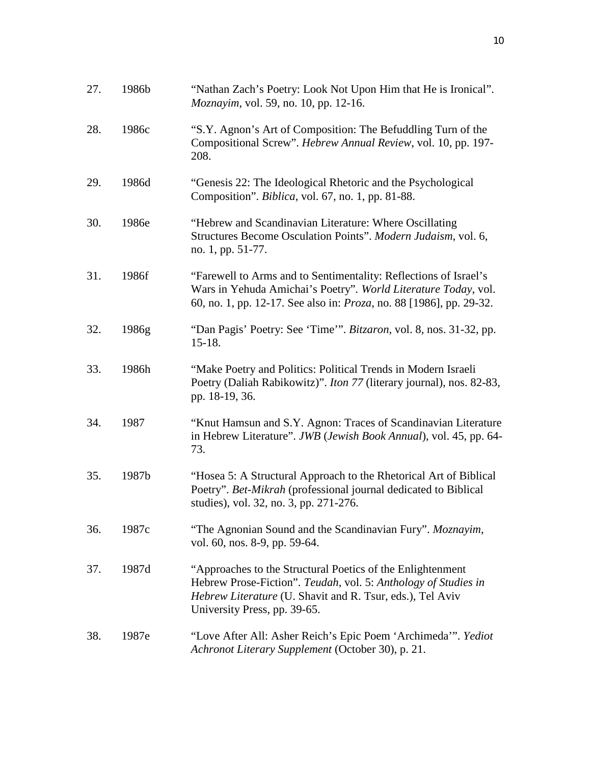27. 1986b "Nathan Zach's Poetry: Look Not Upon Him that He is Ironical". *Moznayim*, vol. 59, no. 10, pp. 12-16.

28. 1986c "S.Y. Agnon's Art of Composition: The Befuddling Turn of the Compositional Screw". *Hebrew Annual Review*, vol. 10, pp. 197-208.

29. 1986d "Genesis 22: The Ideological Rhetoric and the Psychological Composition". *Biblica*, vol. 67, no. 1, pp. 81-88.

30. 1986e "Hebrew and Scandinavian Literature: Where Oscillating Structures Become Osculation Points". *Modern Judaism*, vol. 6, no. 1, pp. 51-77.

31. 1986f "Farewell to Arms and to Sentimentality: Reflections of Israel's Wars in Yehuda Amichai's Poetry". *World Literature Today*, vol. 60, no. 1, pp. 12-17. See also in: *Proza*, no. 88 [1986], pp. 29-32.

32. 1986g "Dan Pagis' Poetry: See 'Time'". *Bitzaron*, vol. 8, nos. 31-32, pp. 15-18.

33. 1986h "Make Poetry and Politics: Political Trends in Modern Israeli Poetry (Daliah Rabikowitz)". *Iton 77* (literary journal), nos. 82-83, pp. 18-19, 36.

34. 1987 "Knut Hamsun and S.Y. Agnon: Traces of Scandinavian Literature in Hebrew Literature". *JWB* (*Jewish Book Annual*), vol. 45, pp. 64-73.

35. 1987b "Hosea 5: A Structural Approach to the Rhetorical Art of Biblical Poetry". *Bet-Mikrah* (professional journal dedicated to Biblical studies), vol. 32, no. 3, pp. 271-276.

36. 1987c "The Agnonian Sound and the Scandinavian Fury". *Moznayim*, vol. 60, nos. 8-9, pp. 59-64.

37. 1987d "Approaches to the Structural Poetics of the Enlightenment Hebrew Prose-Fiction". *Teudah*, vol. 5: *Anthology of Studies in Hebrew Literature* (U. Shavit and R. Tsur, eds.), Tel Aviv University Press, pp. 39-65.

38. 1987e "Love After All: Asher Reich's Epic Poem 'Archimeda'". *Yediot Achronot Literary Supplement* (October 30), p. 21.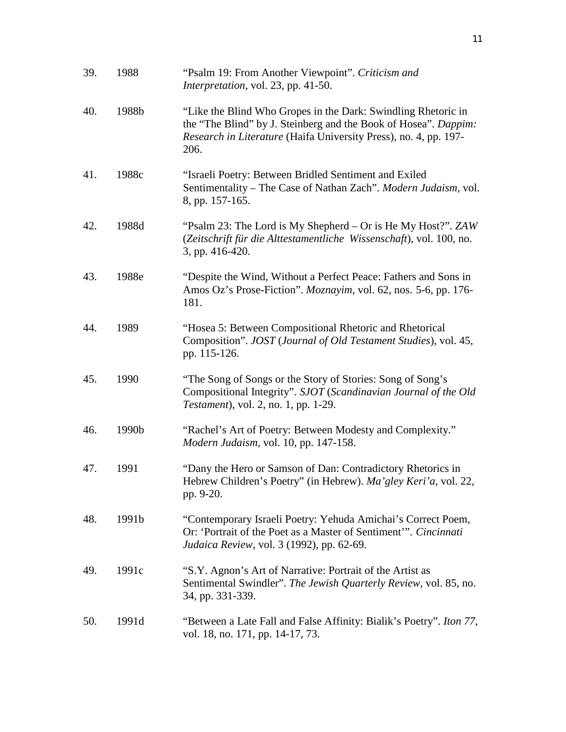39. 1988 "Psalm 19: From Another Viewpoint". *Criticism and Interpretation*, vol. 23, pp. 41-50.

40. 1988b "Like the Blind Who Gropes in the Dark: Swindling Rhetoric in the "The Blind" by J. Steinberg and the Book of Hosea". *Dappim: Research in Literature* (Haifa University Press), no. 4, pp. 197-206.

41. 1988c "Israeli Poetry: Between Bridled Sentiment and Exiled Sentimentality – The Case of Nathan Zach". *Modern Judaism*, vol. 8, pp. 157-165.

42. 1988d "Psalm 23: The Lord is My Shepherd – Or is He My Host?". *ZAW* (*Zeitschrift für die Alttestamentliche Wissenschaft*), vol. 100, no. 3, pp. 416-420.

43. 1988e "Despite the Wind, Without a Perfect Peace: Fathers and Sons in Amos Oz's Prose-Fiction". *Moznayim*, vol. 62, nos. 5-6, pp. 176-181.

44. 1989 "Hosea 5: Between Compositional Rhetoric and Rhetorical Composition". *JOST* (*Journal of Old Testament Studies*), vol. 45, pp. 115-126.

45. 1990 "The Song of Songs or the Story of Stories: Song of Song's Compositional Integrity". *SJOT* (*Scandinavian Journal of the Old Testament*), vol. 2, no. 1, pp. 1-29.

46. 1990b "Rachel's Art of Poetry: Between Modesty and Complexity." *Modern Judaism*, vol. 10, pp. 147-158.

47. 1991 "Dany the Hero or Samson of Dan: Contradictory Rhetorics in Hebrew Children's Poetry" (in Hebrew). *Ma'gley Keri'a*, vol. 22, pp. 9-20.

48. 1991b "Contemporary Israeli Poetry: Yehuda Amichai's Correct Poem, Or: 'Portrait of the Poet as a Master of Sentiment'". *Cincinnati Judaica Review*, vol. 3 (1992), pp. 62-69.

49. 1991c "S.Y. Agnon's Art of Narrative: Portrait of the Artist as Sentimental Swindler". *The Jewish Quarterly Review*, vol. 85, no. 34, pp. 331-339.

50. 1991d "Between a Late Fall and False Affinity: Bialik's Poetry". *Iton 77*, vol. 18, no. 171, pp. 14-17, 73.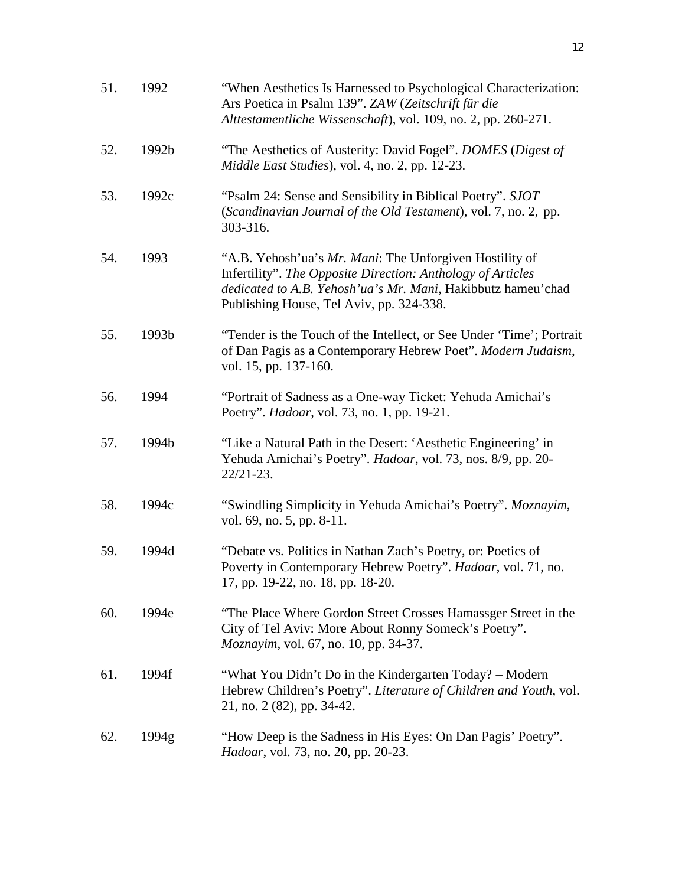51. 1992 "When Aesthetics Is Harnessed to Psychological Characterization: Ars Poetica in Psalm 139". *ZAW* (*Zeitschrift für die Alttestamentliche Wissenschaft*), vol. 109, no. 2, pp. 260-271.

52. 1992b "The Aesthetics of Austerity: David Fogel". *DOMES* (*Digest of Middle East Studies*), vol. 4, no. 2, pp. 12-23.

53. 1992c "Psalm 24: Sense and Sensibility in Biblical Poetry". *SJOT* (*Scandinavian Journal of the Old Testament*), vol. 7, no. 2, pp. 303-316.

54. 1993 "A.B. Yehosh'ua's *Mr. Mani*: The Unforgiven Hostility of Infertility". *The Opposite Direction: Anthology of Articles dedicated to A.B. Yehosh'ua's Mr. Mani*, Hakibbutz hameu'chad Publishing House, Tel Aviv, pp. 324-338.

55. 1993b "Tender is the Touch of the Intellect, or See Under 'Time'; Portrait of Dan Pagis as a Contemporary Hebrew Poet". *Modern Judaism*, vol. 15, pp. 137-160.

56. 1994 "Portrait of Sadness as a One-way Ticket: Yehuda Amichai's Poetry". *Hadoar*, vol. 73, no. 1, pp. 19-21.

57. 1994b "Like a Natural Path in the Desert: 'Aesthetic Engineering' in Yehuda Amichai's Poetry". *Hadoar*, vol. 73, nos. 8/9, pp. 20-22/21-23.

58. 1994c "Swindling Simplicity in Yehuda Amichai's Poetry". *Moznayim*, vol. 69, no. 5, pp. 8-11.

59. 1994d "Debate vs. Politics in Nathan Zach's Poetry, or: Poetics of Poverty in Contemporary Hebrew Poetry". *Hadoar*, vol. 71, no. 17, pp. 19-22, no. 18, pp. 18-20.

60. 1994e "The Place Where Gordon Street Crosses Hamassger Street in the City of Tel Aviv: More About Ronny Someck's Poetry". *Moznayim*, vol. 67, no. 10, pp. 34-37.

61. 1994f "What You Didn't Do in the Kindergarten Today? – Modern Hebrew Children's Poetry". *Literature of Children and Youth*, vol. 21, no. 2 (82), pp. 34-42.

62. 1994g "How Deep is the Sadness in His Eyes: On Dan Pagis' Poetry". *Hadoar*, vol. 73, no. 20, pp. 20-23.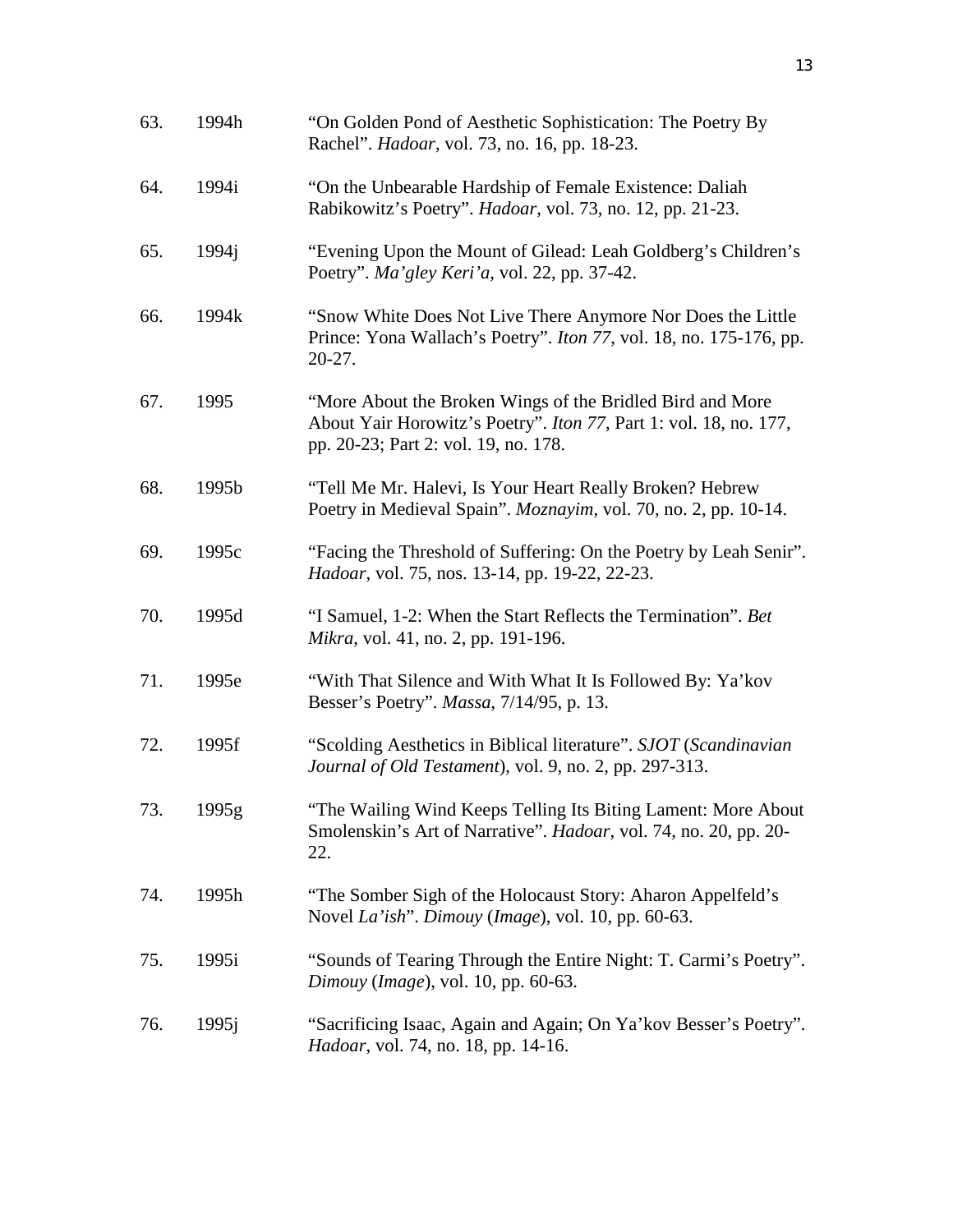63. 1994h "On Golden Pond of Aesthetic Sophistication: The Poetry By Rachel". *Hadoar*, vol. 73, no. 16, pp. 18-23.

64. 1994i "On the Unbearable Hardship of Female Existence: Daliah Rabikowitz's Poetry". *Hadoar*, vol. 73, no. 12, pp. 21-23.

65. 1994j "Evening Upon the Mount of Gilead: Leah Goldberg's Children's Poetry". *Ma'gley Keri'a*, vol. 22, pp. 37-42.

66. 1994k "Snow White Does Not Live There Anymore Nor Does the Little Prince: Yona Wallach's Poetry". *Iton 77*, vol. 18, no. 175-176, pp. 20-27.

67. 1995 "More About the Broken Wings of the Bridled Bird and More About Yair Horowitz's Poetry". *Iton 77*, Part 1: vol. 18, no. 177, pp. 20-23; Part 2: vol. 19, no. 178.

68. 1995b "Tell Me Mr. Halevi, Is Your Heart Really Broken? Hebrew Poetry in Medieval Spain". *Moznayim*, vol. 70, no. 2, pp. 10-14.

69. 1995c "Facing the Threshold of Suffering: On the Poetry by Leah Senir". *Hadoar*, vol. 75, nos. 13-14, pp. 19-22, 22-23.

70. 1995d "I Samuel, 1-2: When the Start Reflects the Termination". *Bet Mikra*, vol. 41, no. 2, pp. 191-196.

71. 1995e "With That Silence and With What It Is Followed By: Ya'kov Besser's Poetry". *Massa*, 7/14/95, p. 13.

72. 1995f "Scolding Aesthetics in Biblical literature". *SJOT* (*Scandinavian Journal of Old Testament*), vol. 9, no. 2, pp. 297-313.

73. 1995g "The Wailing Wind Keeps Telling Its Biting Lament: More About Smolenskin's Art of Narrative". *Hadoar*, vol. 74, no. 20, pp. 20-22.

74. 1995h "The Somber Sigh of the Holocaust Story: Aharon Appelfeld's Novel *La'ish*". *Dimouy* (*Image*), vol. 10, pp. 60-63.

75. 1995i "Sounds of Tearing Through the Entire Night: T. Carmi's Poetry". *Dimouy* (*Image*), vol. 10, pp. 60-63.

76. 1995j "Sacrificing Isaac, Again and Again; On Ya'kov Besser's Poetry". *Hadoar*, vol. 74, no. 18, pp. 14-16.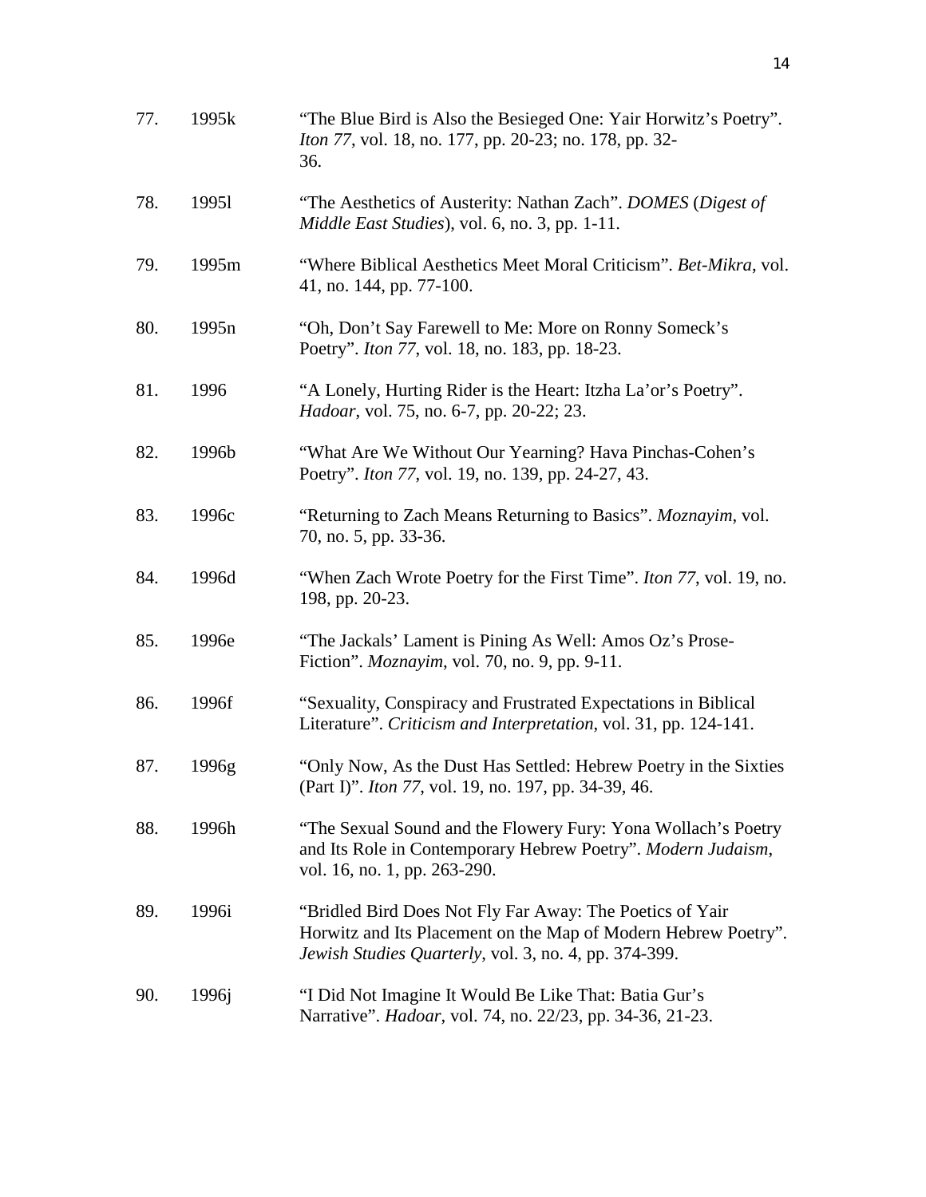77. 1995k "The Blue Bird is Also the Besieged One: Yair Horwitz's Poetry". *Iton 77*, vol. 18, no. 177, pp. 20-23; no. 178, pp. 32-36.

78. 1995l "The Aesthetics of Austerity: Nathan Zach". *DOMES* (*Digest of Middle East Studies*), vol. 6, no. 3, pp. 1-11.

79. 1995m "Where Biblical Aesthetics Meet Moral Criticism". *Bet-Mikra*, vol. 41, no. 144, pp. 77-100.

80. 1995n "Oh, Don't Say Farewell to Me: More on Ronny Someck's Poetry". *Iton 77*, vol. 18, no. 183, pp. 18-23.

81. 1996 "A Lonely, Hurting Rider is the Heart: Itzha La'or's Poetry". *Hadoar*, vol. 75, no. 6-7, pp. 20-22; 23.

82. 1996b "What Are We Without Our Yearning? Hava Pinchas-Cohen's Poetry". *Iton 77*, vol. 19, no. 139, pp. 24-27, 43.

83. 1996c "Returning to Zach Means Returning to Basics". *Moznayim*, vol. 70, no. 5, pp. 33-36.

84. 1996d "When Zach Wrote Poetry for the First Time". *Iton 77*, vol. 19, no. 198, pp. 20-23.

85. 1996e "The Jackals' Lament is Pining As Well: Amos Oz's Prose-Fiction". *Moznayim*, vol. 70, no. 9, pp. 9-11.

86. 1996f "Sexuality, Conspiracy and Frustrated Expectations in Biblical Literature". *Criticism and Interpretation*, vol. 31, pp. 124-141.

87. 1996g "Only Now, As the Dust Has Settled: Hebrew Poetry in the Sixties (Part I)". *Iton 77*, vol. 19, no. 197, pp. 34-39, 46.

88. 1996h "The Sexual Sound and the Flowery Fury: Yona Wollach's Poetry and Its Role in Contemporary Hebrew Poetry". *Modern Judaism*, vol. 16, no. 1, pp. 263-290.

89. 1996i "Bridled Bird Does Not Fly Far Away: The Poetics of Yair Horwitz and Its Placement on the Map of Modern Hebrew Poetry". *Jewish Studies Quarterly*, vol. 3, no. 4, pp. 374-399.

90. 1996j "I Did Not Imagine It Would Be Like That: Batia Gur's Narrative". *Hadoar*, vol. 74, no. 22/23, pp. 34-36, 21-23.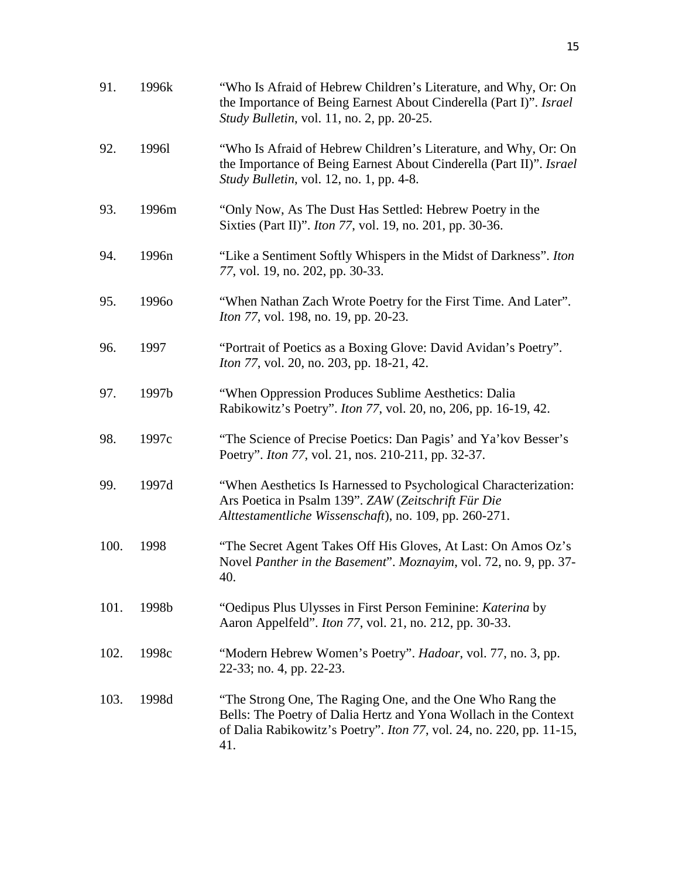91. 1996k "Who Is Afraid of Hebrew Children's Literature, and Why, Or: On the Importance of Being Earnest About Cinderella (Part I)". *Israel Study Bulletin*, vol. 11, no. 2, pp. 20-25.

92. 1996l "Who Is Afraid of Hebrew Children's Literature, and Why, Or: On the Importance of Being Earnest About Cinderella (Part II)". *Israel Study Bulletin*, vol. 12, no. 1, pp. 4-8.

93. 1996m "Only Now, As The Dust Has Settled: Hebrew Poetry in the Sixties (Part II)". *Iton 77*, vol. 19, no. 201, pp. 30-36.

94. 1996n "Like a Sentiment Softly Whispers in the Midst of Darkness". *Iton 77*, vol. 19, no. 202, pp. 30-33.

95. 1996o "When Nathan Zach Wrote Poetry for the First Time. And Later". *Iton 77*, vol. 198, no. 19, pp. 20-23.

96. 1997 "Portrait of Poetics as a Boxing Glove: David Avidan's Poetry". *Iton 77*, vol. 20, no. 203, pp. 18-21, 42.

97. 1997b "When Oppression Produces Sublime Aesthetics: Dalia Rabikowitz's Poetry". *Iton 77*, vol. 20, no, 206, pp. 16-19, 42.

98. 1997c "The Science of Precise Poetics: Dan Pagis' and Ya'kov Besser's Poetry". *Iton 77*, vol. 21, nos. 210-211, pp. 32-37.

99. 1997d "When Aesthetics Is Harnessed to Psychological Characterization: Ars Poetica in Psalm 139". *ZAW* (*Zeitschrift Für Die Alttestamentliche Wissenschaft*), no. 109, pp. 260-271.

100. 1998 "The Secret Agent Takes Off His Gloves, At Last: On Amos Oz's Novel *Panther in the Basement*". *Moznayim*, vol. 72, no. 9, pp. 37-40.

101. 1998b "Oedipus Plus Ulysses in First Person Feminine: *Katerina* by Aaron Appelfeld". *Iton 77*, vol. 21, no. 212, pp. 30-33.

102. 1998c "Modern Hebrew Women's Poetry". *Hadoar*, vol. 77, no. 3, pp. 22-33; no. 4, pp. 22-23.

103. 1998d "The Strong One, The Raging One, and the One Who Rang the Bells: The Poetry of Dalia Hertz and Yona Wollach in the Context of Dalia Rabikowitz's Poetry". *Iton 77*, vol. 24, no. 220, pp. 11-15, 41.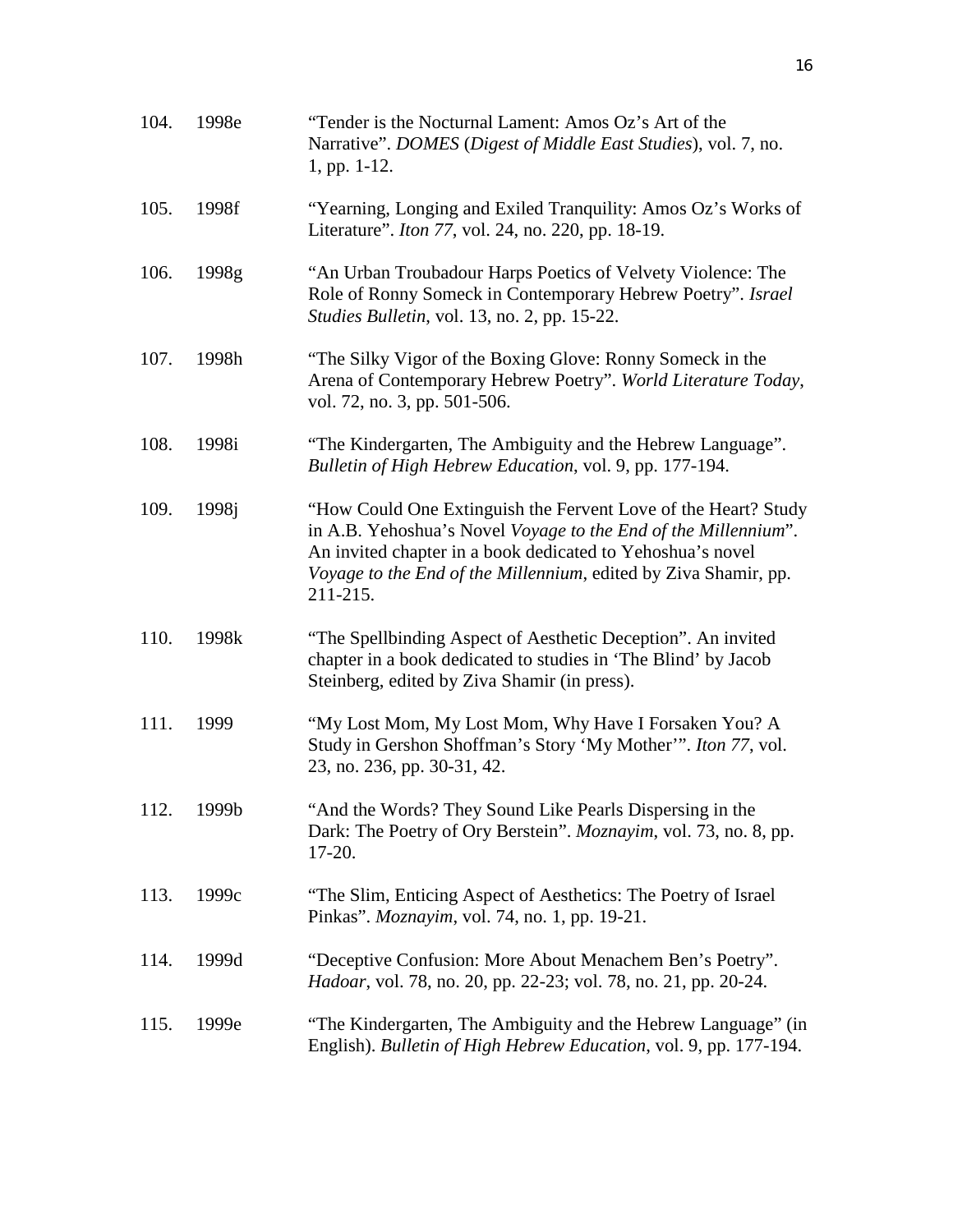104. 1998e "Tender is the Nocturnal Lament: Amos Oz's Art of the Narrative". *DOMES* (*Digest of Middle East Studies*), vol. 7, no. 1, pp. 1-12.

105. 1998f "Yearning, Longing and Exiled Tranquility: Amos Oz's Works of Literature". *Iton 77*, vol. 24, no. 220, pp. 18-19.

106. 1998g "An Urban Troubadour Harps Poetics of Velvety Violence: The Role of Ronny Someck in Contemporary Hebrew Poetry". *Israel Studies Bulletin*, vol. 13, no. 2, pp. 15-22.

107. 1998h "The Silky Vigor of the Boxing Glove: Ronny Someck in the Arena of Contemporary Hebrew Poetry". *World Literature Today*, vol. 72, no. 3, pp. 501-506.

108. 1998i "The Kindergarten, The Ambiguity and the Hebrew Language". *Bulletin of High Hebrew Education*, vol. 9, pp. 177-194.

109. 1998j "How Could One Extinguish the Fervent Love of the Heart? Study in A.B. Yehoshua's Novel *Voyage to the End of the Millennium*". An invited chapter in a book dedicated to Yehoshua's novel *Voyage to the End of the Millennium*, edited by Ziva Shamir, pp. 211-215.

110. 1998k "The Spellbinding Aspect of Aesthetic Deception". An invited chapter in a book dedicated to studies in 'The Blind' by Jacob Steinberg, edited by Ziva Shamir (in press).

111. 1999 "My Lost Mom, My Lost Mom, Why Have I Forsaken You? A Study in Gershon Shoffman's Story 'My Mother'". *Iton 77*, vol. 23, no. 236, pp. 30-31, 42.

112. 1999b "And the Words? They Sound Like Pearls Dispersing in the Dark: The Poetry of Ory Berstein". *Moznayim*, vol. 73, no. 8, pp. 17-20.

113. 1999c "The Slim, Enticing Aspect of Aesthetics: The Poetry of Israel Pinkas". *Moznayim*, vol. 74, no. 1, pp. 19-21.

114. 1999d "Deceptive Confusion: More About Menachem Ben's Poetry". *Hadoar*, vol. 78, no. 20, pp. 22-23; vol. 78, no. 21, pp. 20-24.

115. 1999e "The Kindergarten, The Ambiguity and the Hebrew Language" (in English). *Bulletin of High Hebrew Education*, vol. 9, pp. 177-194.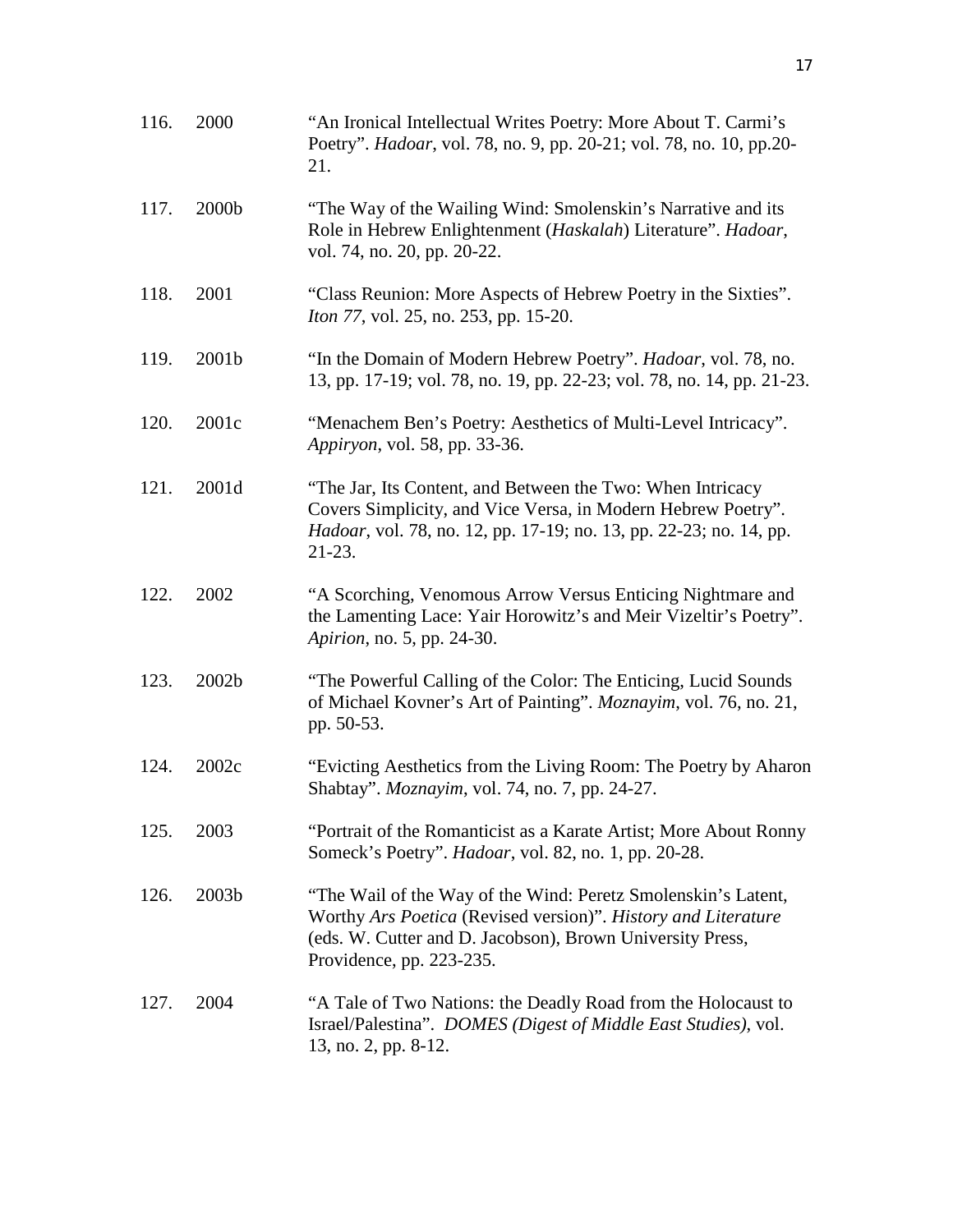116. 2000 "An Ironical Intellectual Writes Poetry: More About T. Carmi's Poetry". *Hadoar*, vol. 78, no. 9, pp. 20-21; vol. 78, no. 10, pp.20-21.

117. 2000b "The Way of the Wailing Wind: Smolenskin's Narrative and its Role in Hebrew Enlightenment (*Haskalah*) Literature". *Hadoar*, vol. 74, no. 20, pp. 20-22.

118. 2001 "Class Reunion: More Aspects of Hebrew Poetry in the Sixties". *Iton 77*, vol. 25, no. 253, pp. 15-20.

119. 2001b "In the Domain of Modern Hebrew Poetry". *Hadoar*, vol. 78, no. 13, pp. 17-19; vol. 78, no. 19, pp. 22-23; vol. 78, no. 14, pp. 21-23.

120. 2001c "Menachem Ben's Poetry: Aesthetics of Multi-Level Intricacy". *Appiryon*, vol. 58, pp. 33-36.

121. 2001d "The Jar, Its Content, and Between the Two: When Intricacy Covers Simplicity, and Vice Versa, in Modern Hebrew Poetry". *Hadoar*, vol. 78, no. 12, pp. 17-19; no. 13, pp. 22-23; no. 14, pp. 21-23.

122. 2002 "A Scorching, Venomous Arrow Versus Enticing Nightmare and the Lamenting Lace: Yair Horowitz's and Meir Vizeltir's Poetry". *Apirion*, no. 5, pp. 24-30.

123. 2002b "The Powerful Calling of the Color: The Enticing, Lucid Sounds of Michael Kovner's Art of Painting". *Moznayim*, vol. 76, no. 21, pp. 50-53.

124. 2002c "Evicting Aesthetics from the Living Room: The Poetry by Aharon Shabtay". *Moznayim*, vol. 74, no. 7, pp. 24-27.

125. 2003 "Portrait of the Romanticist as a Karate Artist; More About Ronny Someck's Poetry". *Hadoar*, vol. 82, no. 1, pp. 20-28.

126. 2003b "The Wail of the Way of the Wind: Peretz Smolenskin's Latent, Worthy *Ars Poetica* (Revised version)". *History and Literature* (eds. W. Cutter and D. Jacobson), Brown University Press, Providence, pp. 223-235.

127. 2004 "A Tale of Two Nations: the Deadly Road from the Holocaust to Israel/Palestina". *DOMES (Digest of Middle East Studies)*, vol. 13, no. 2, pp. 8-12.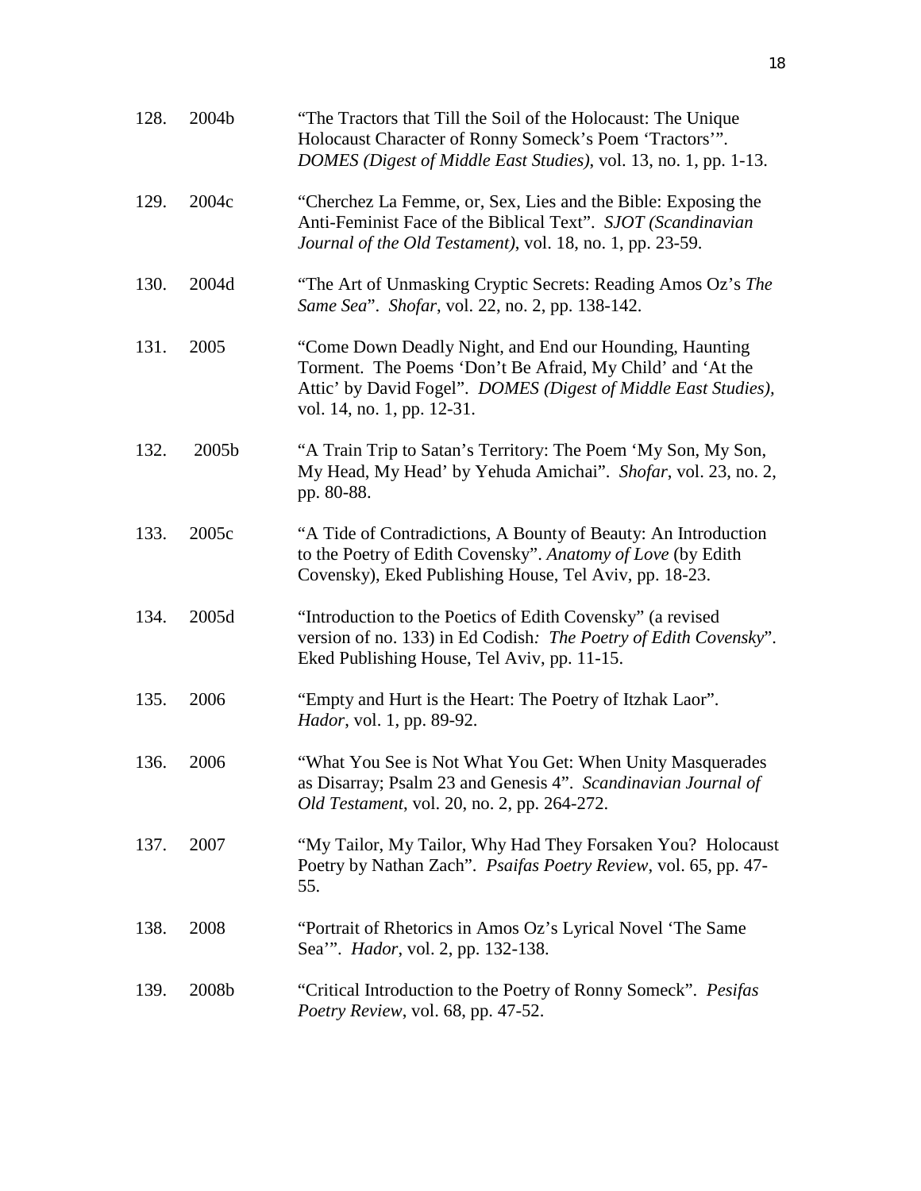128. 2004b "The Tractors that Till the Soil of the Holocaust: The Unique Holocaust Character of Ronny Someck's Poem 'Tractors'". *DOMES (Digest of Middle East Studies)*, vol. 13, no. 1, pp. 1-13.

129. 2004c "Cherchez La Femme, or, Sex, Lies and the Bible: Exposing the Anti-Feminist Face of the Biblical Text". *SJOT (Scandinavian Journal of the Old Testament)*, vol. 18, no. 1, pp. 23-59.

130. 2004d "The Art of Unmasking Cryptic Secrets: Reading Amos Oz's *The Same Sea*". *Shofar*, vol. 22, no. 2, pp. 138-142.

131. 2005 "Come Down Deadly Night, and End our Hounding, Haunting Torment. The Poems 'Don't Be Afraid, My Child' and 'At the Attic' by David Fogel". *DOMES (Digest of Middle East Studies)*, vol. 14, no. 1, pp. 12-31.

132. 2005b "A Train Trip to Satan's Territory: The Poem 'My Son, My Son, My Head, My Head' by Yehuda Amichai". *Shofar*, vol. 23, no. 2, pp. 80-88.

133. 2005c "A Tide of Contradictions, A Bounty of Beauty: An Introduction to the Poetry of Edith Covensky". *Anatomy of Love* (by Edith Covensky), Eked Publishing House, Tel Aviv, pp. 18-23.

134. 2005d "Introduction to the Poetics of Edith Covensky" (a revised version of no. 133) in Ed Codish*: The Poetry of Edith Covensky*". Eked Publishing House, Tel Aviv, pp. 11-15.

135. 2006 "Empty and Hurt is the Heart: The Poetry of Itzhak Laor". *Hador*, vol. 1, pp. 89-92.

136. 2006 "What You See is Not What You Get: When Unity Masquerades as Disarray; Psalm 23 and Genesis 4". *Scandinavian Journal of Old Testament*, vol. 20, no. 2, pp. 264-272.

137. 2007 "My Tailor, My Tailor, Why Had They Forsaken You? Holocaust Poetry by Nathan Zach". *Psaifas Poetry Review*, vol. 65, pp. 47-55.

138. 2008 "Portrait of Rhetorics in Amos Oz's Lyrical Novel 'The Same Sea'". *Hador*, vol. 2, pp. 132-138.

139. 2008b "Critical Introduction to the Poetry of Ronny Someck". *Pesifas Poetry Review*, vol. 68, pp. 47-52.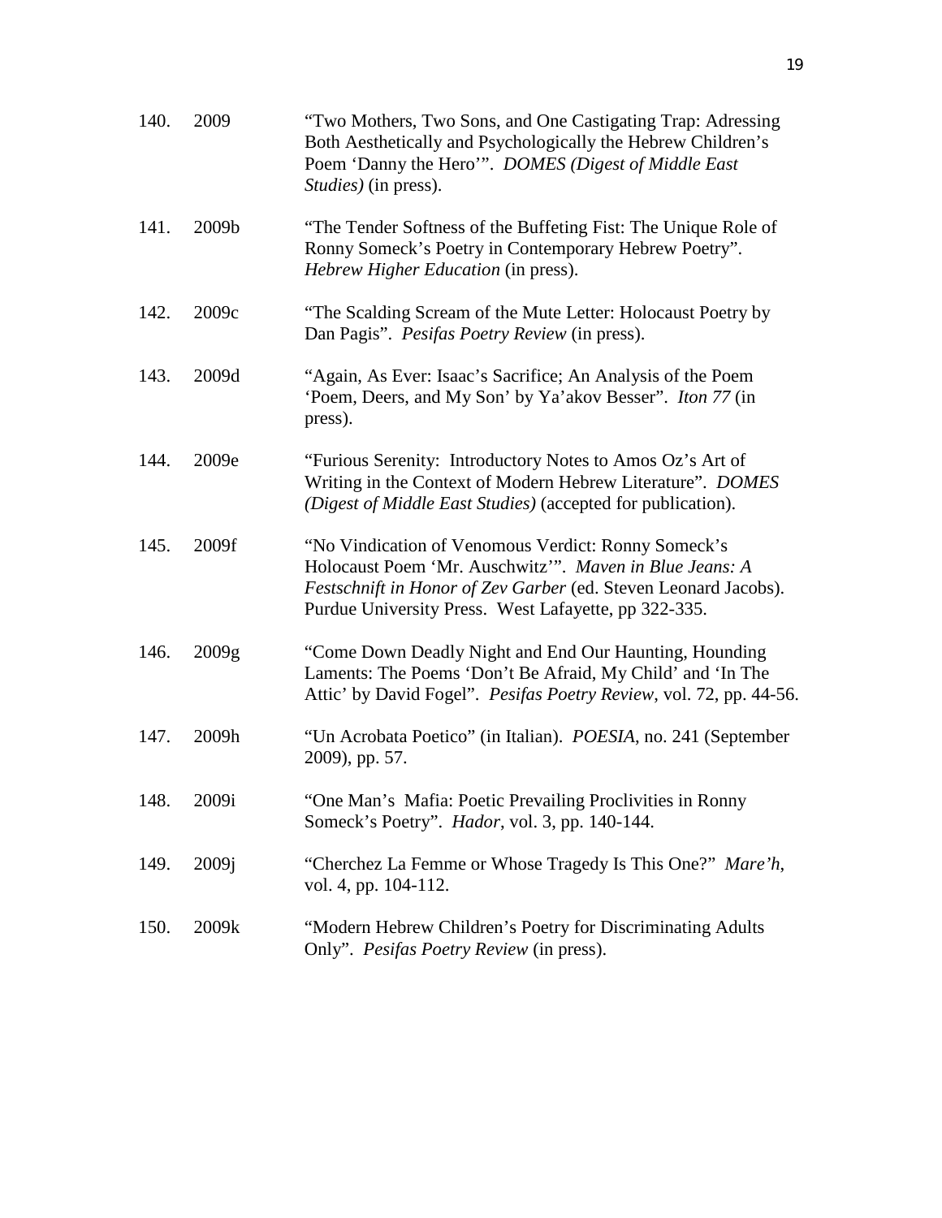140. 2009 "Two Mothers, Two Sons, and One Castigating Trap: Adressing Both Aesthetically and Psychologically the Hebrew Children's Poem 'Danny the Hero'". *DOMES (Digest of Middle East Studies)* (in press).

141. 2009b "The Tender Softness of the Buffeting Fist: The Unique Role of Ronny Someck's Poetry in Contemporary Hebrew Poetry". *Hebrew Higher Education* (in press).

142. 2009c "The Scalding Scream of the Mute Letter: Holocaust Poetry by Dan Pagis". *Pesifas Poetry Review* (in press).

143. 2009d "Again, As Ever: Isaac's Sacrifice; An Analysis of the Poem 'Poem, Deers, and My Son' by Ya'akov Besser". *Iton 77* (in press).

144. 2009e "Furious Serenity: Introductory Notes to Amos Oz's Art of Writing in the Context of Modern Hebrew Literature". *DOMES (Digest of Middle East Studies)* (accepted for publication).

145. 2009f "No Vindication of Venomous Verdict: Ronny Someck's Holocaust Poem 'Mr. Auschwitz'". *Maven in Blue Jeans: A Festschnift in Honor of Zev Garber* (ed. Steven Leonard Jacobs). Purdue University Press. West Lafayette, pp 322-335.

146. 2009g "Come Down Deadly Night and End Our Haunting, Hounding Laments: The Poems 'Don't Be Afraid, My Child' and 'In The Attic' by David Fogel". *Pesifas Poetry Review*, vol. 72, pp. 44-56.

147. 2009h "Un Acrobata Poetico" (in Italian). *POESIA*, no. 241 (September 2009), pp. 57.

148. 2009i "One Man's Mafia: Poetic Prevailing Proclivities in Ronny Someck's Poetry". *Hador*, vol. 3, pp. 140-144.

149. 2009j "Cherchez La Femme or Whose Tragedy Is This One?" *Mare'h*, vol. 4, pp. 104-112.

150. 2009k "Modern Hebrew Children's Poetry for Discriminating Adults Only". *Pesifas Poetry Review* (in press).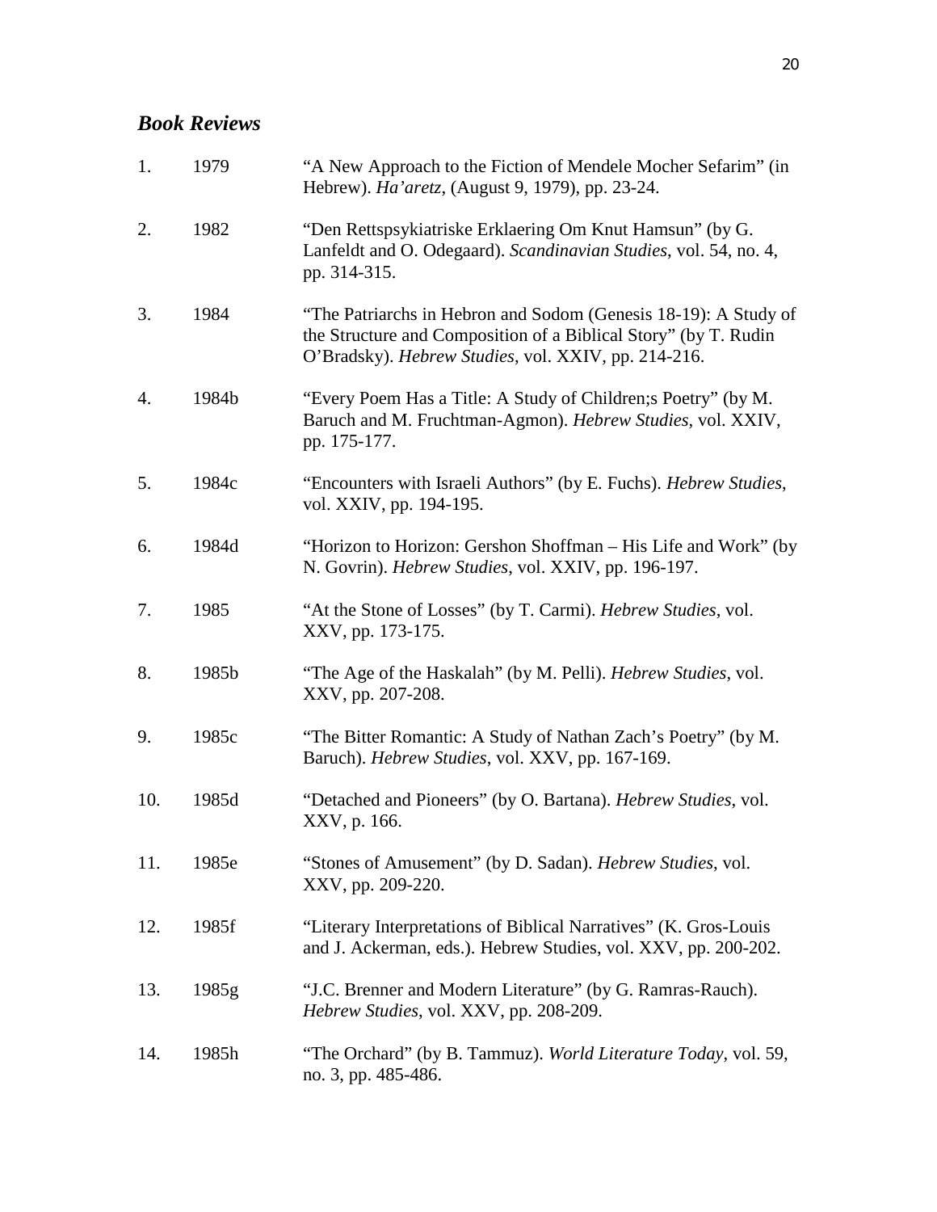### ***Book Reviews***

1. 1979 "A New Approach to the Fiction of Mendele Mocher Sefarim" (in Hebrew). *Ha'aretz*, (August 9, 1979), pp. 23-24.

2. 1982 "Den Rettspsykiatriske Erklaering Om Knut Hamsun" (by G. Lanfeldt and O. Odegaard). *Scandinavian Studies*, vol. 54, no. 4, pp. 314-315.

3. 1984 "The Patriarchs in Hebron and Sodom (Genesis 18-19): A Study of the Structure and Composition of a Biblical Story" (by T. Rudin O'Bradsky). *Hebrew Studies*, vol. XXIV, pp. 214-216.

4. 1984b "Every Poem Has a Title: A Study of Children;s Poetry" (by M. Baruch and M. Fruchtman-Agmon). *Hebrew Studies*, vol. XXIV, pp. 175-177.

5. 1984c "Encounters with Israeli Authors" (by E. Fuchs). *Hebrew Studies*, vol. XXIV, pp. 194-195.

6. 1984d "Horizon to Horizon: Gershon Shoffman – His Life and Work" (by N. Govrin). *Hebrew Studies*, vol. XXIV, pp. 196-197.

7. 1985 "At the Stone of Losses" (by T. Carmi). *Hebrew Studies*, vol. XXV, pp. 173-175.

8. 1985b "The Age of the Haskalah" (by M. Pelli). *Hebrew Studies*, vol. XXV, pp. 207-208.

9. 1985c "The Bitter Romantic: A Study of Nathan Zach's Poetry" (by M. Baruch). *Hebrew Studies*, vol. XXV, pp. 167-169.

10. 1985d "Detached and Pioneers" (by O. Bartana). *Hebrew Studies*, vol. XXV, p. 166.

11. 1985e "Stones of Amusement" (by D. Sadan). *Hebrew Studies*, vol. XXV, pp. 209-220.

12. 1985f "Literary Interpretations of Biblical Narratives" (K. Gros-Louis and J. Ackerman, eds.). Hebrew Studies, vol. XXV, pp. 200-202.

13. 1985g "J.C. Brenner and Modern Literature" (by G. Ramras-Rauch). *Hebrew Studies*, vol. XXV, pp. 208-209.

14. 1985h "The Orchard" (by B. Tammuz). *World Literature Today*, vol. 59, no. 3, pp. 485-486.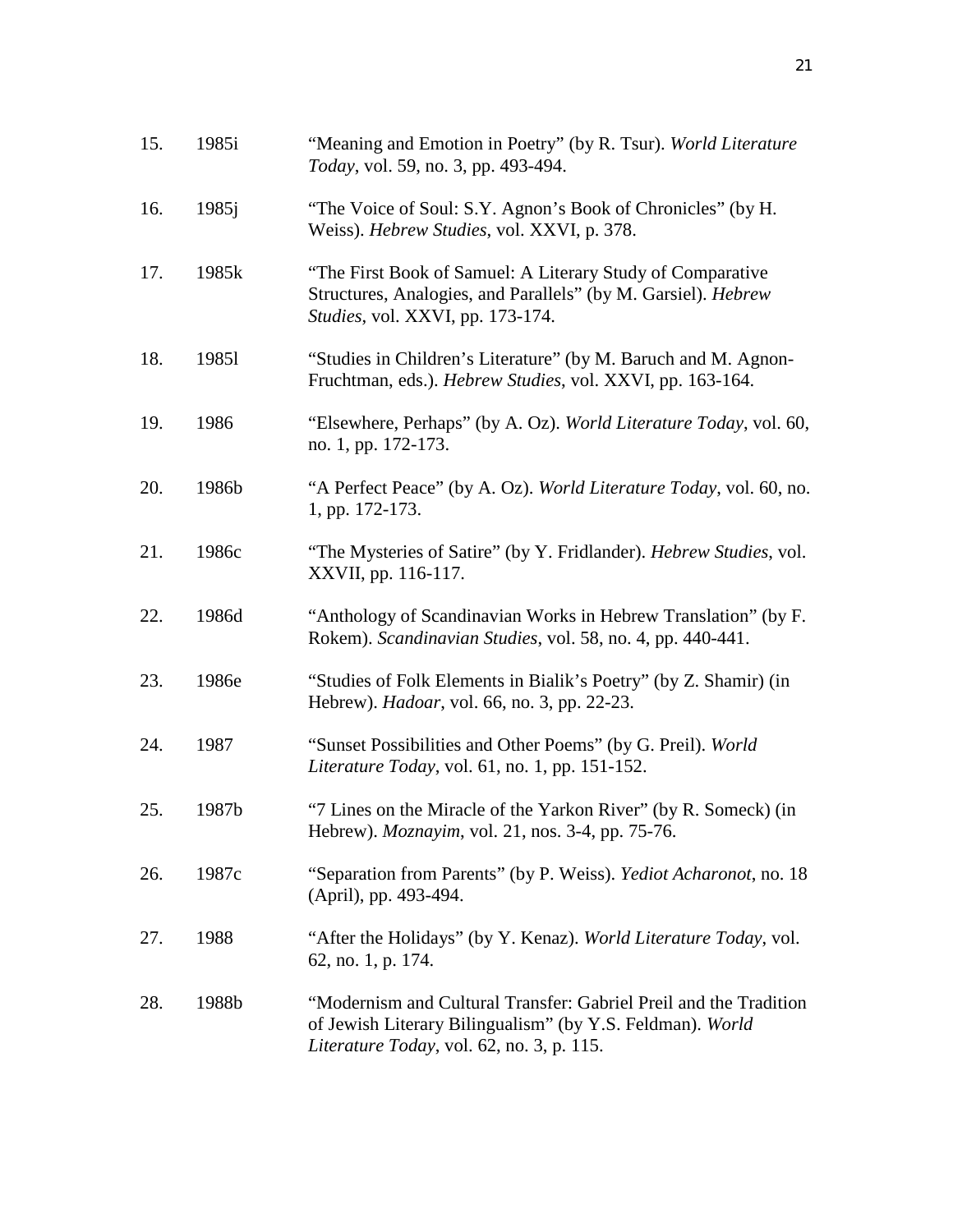15. 1985i "Meaning and Emotion in Poetry" (by R. Tsur). *World Literature Today*, vol. 59, no. 3, pp. 493-494.

16. 1985j "The Voice of Soul: S.Y. Agnon's Book of Chronicles" (by H. Weiss). *Hebrew Studies*, vol. XXVI, p. 378.

17. 1985k "The First Book of Samuel: A Literary Study of Comparative Structures, Analogies, and Parallels" (by M. Garsiel). *Hebrew Studies*, vol. XXVI, pp. 173-174.

18. 1985l "Studies in Children's Literature" (by M. Baruch and M. Agnon-Fruchtman, eds.). *Hebrew Studies*, vol. XXVI, pp. 163-164.

19. 1986 "Elsewhere, Perhaps" (by A. Oz). *World Literature Today*, vol. 60, no. 1, pp. 172-173.

20. 1986b "A Perfect Peace" (by A. Oz). *World Literature Today*, vol. 60, no. 1, pp. 172-173.

21. 1986c "The Mysteries of Satire" (by Y. Fridlander). *Hebrew Studies*, vol. XXVII, pp. 116-117.

22. 1986d "Anthology of Scandinavian Works in Hebrew Translation" (by F. Rokem). *Scandinavian Studies*, vol. 58, no. 4, pp. 440-441.

23. 1986e "Studies of Folk Elements in Bialik's Poetry" (by Z. Shamir) (in Hebrew). *Hadoar*, vol. 66, no. 3, pp. 22-23.

24. 1987 "Sunset Possibilities and Other Poems" (by G. Preil). *World Literature Today*, vol. 61, no. 1, pp. 151-152.

25. 1987b "7 Lines on the Miracle of the Yarkon River" (by R. Someck) (in Hebrew). *Moznayim*, vol. 21, nos. 3-4, pp. 75-76.

26. 1987c "Separation from Parents" (by P. Weiss). *Yediot Acharonot*, no. 18 (April), pp. 493-494.

27. 1988 "After the Holidays" (by Y. Kenaz). *World Literature Today*, vol. 62, no. 1, p. 174.

28. 1988b "Modernism and Cultural Transfer: Gabriel Preil and the Tradition of Jewish Literary Bilingualism" (by Y.S. Feldman). *World Literature Today*, vol. 62, no. 3, p. 115.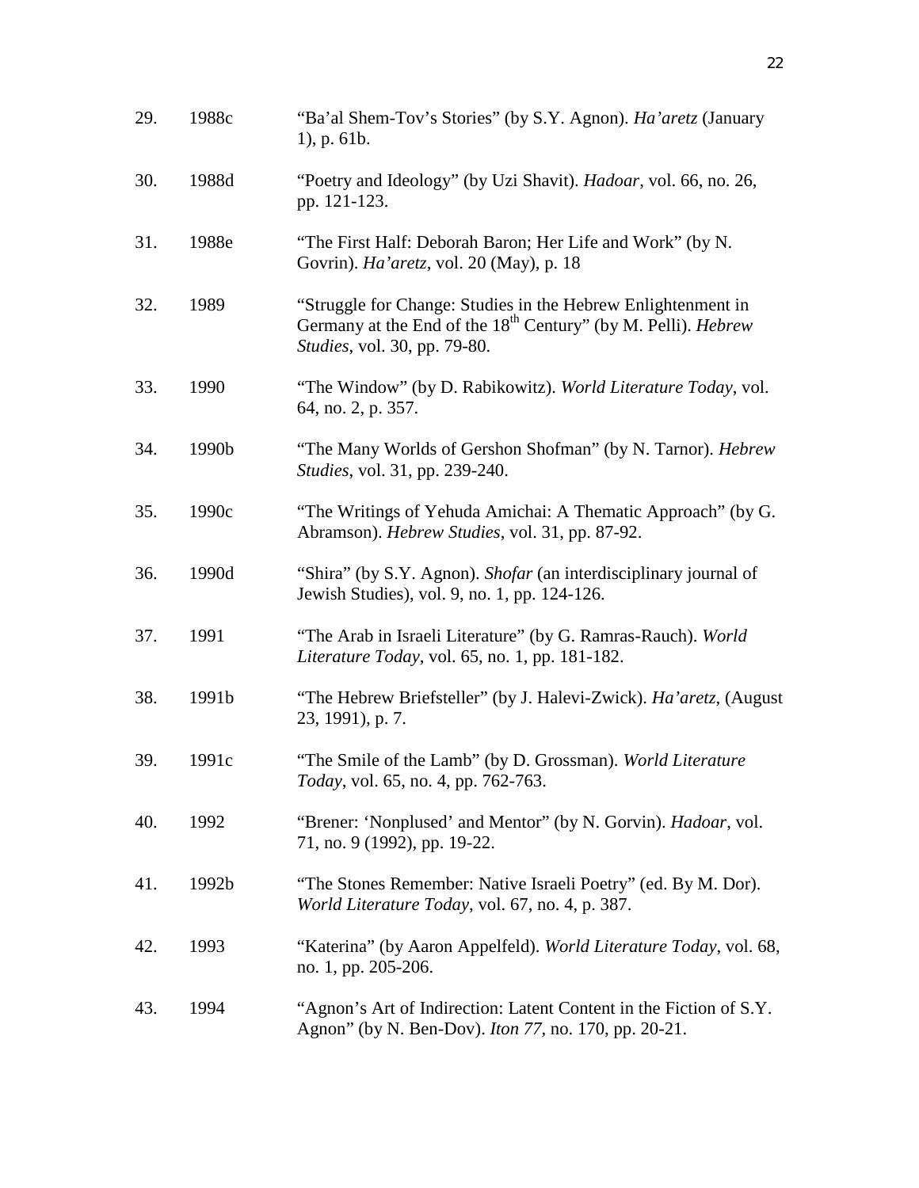29. 1988c "Ba'al Shem-Tov's Stories" (by S.Y. Agnon). *Ha'aretz* (January 1), p. 61b.

30. 1988d "Poetry and Ideology" (by Uzi Shavit). *Hadoar*, vol. 66, no. 26, pp. 121-123.

31. 1988e "The First Half: Deborah Baron; Her Life and Work" (by N. Govrin). *Ha'aretz*, vol. 20 (May), p. 18

32. 1989 "Struggle for Change: Studies in the Hebrew Enlightenment in Germany at the End of the 18th Century" (by M. Pelli). *Hebrew Studies*, vol. 30, pp. 79-80.

33. 1990 "The Window" (by D. Rabikowitz). *World Literature Today*, vol. 64, no. 2, p. 357.

34. 1990b "The Many Worlds of Gershon Shofman" (by N. Tarnor). *Hebrew Studies*, vol. 31, pp. 239-240.

35. 1990c "The Writings of Yehuda Amichai: A Thematic Approach" (by G. Abramson). *Hebrew Studies*, vol. 31, pp. 87-92.

36. 1990d "Shira" (by S.Y. Agnon). *Shofar* (an interdisciplinary journal of Jewish Studies), vol. 9, no. 1, pp. 124-126.

37. 1991 "The Arab in Israeli Literature" (by G. Ramras-Rauch). *World Literature Today*, vol. 65, no. 1, pp. 181-182.

38. 1991b "The Hebrew Briefsteller" (by J. Halevi-Zwick). *Ha'aretz*, (August 23, 1991), p. 7.

39. 1991c "The Smile of the Lamb" (by D. Grossman). *World Literature Today*, vol. 65, no. 4, pp. 762-763.

40. 1992 "Brener: 'Nonplused' and Mentor" (by N. Gorvin). *Hadoar*, vol. 71, no. 9 (1992), pp. 19-22.

41. 1992b "The Stones Remember: Native Israeli Poetry" (ed. By M. Dor). *World Literature Today*, vol. 67, no. 4, p. 387.

42. 1993 "Katerina" (by Aaron Appelfeld). *World Literature Today*, vol. 68, no. 1, pp. 205-206.

43. 1994 "Agnon's Art of Indirection: Latent Content in the Fiction of S.Y. Agnon" (by N. Ben-Dov). *Iton 77*, no. 170, pp. 20-21.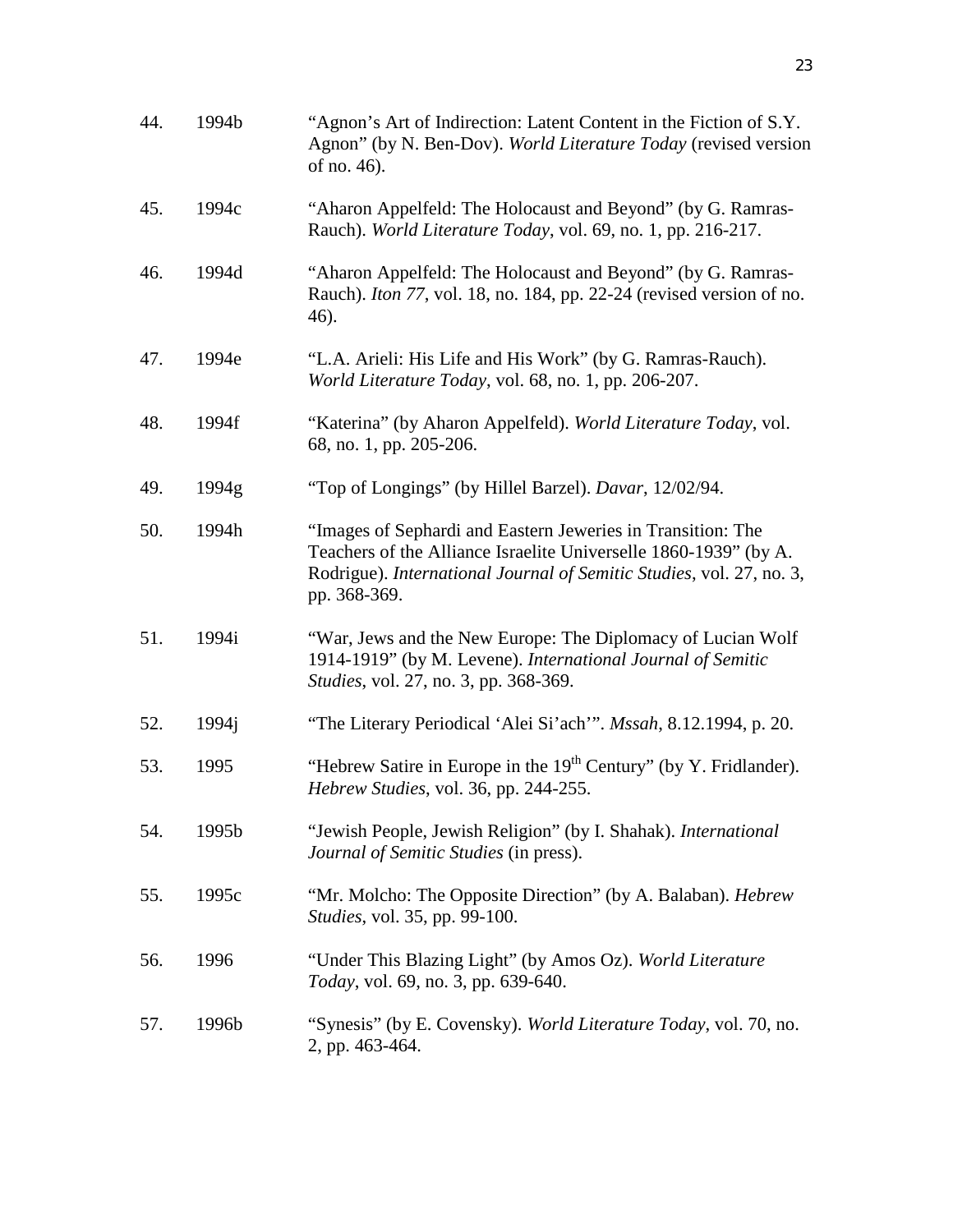44. 1994b "Agnon's Art of Indirection: Latent Content in the Fiction of S.Y. Agnon" (by N. Ben-Dov). *World Literature Today* (revised version of no. 46).

45. 1994c "Aharon Appelfeld: The Holocaust and Beyond" (by G. Ramras-Rauch). *World Literature Today*, vol. 69, no. 1, pp. 216-217.

46. 1994d "Aharon Appelfeld: The Holocaust and Beyond" (by G. Ramras-Rauch). *Iton 77*, vol. 18, no. 184, pp. 22-24 (revised version of no. 46).

47. 1994e "L.A. Arieli: His Life and His Work" (by G. Ramras-Rauch). *World Literature Today*, vol. 68, no. 1, pp. 206-207.

48. 1994f "Katerina" (by Aharon Appelfeld). *World Literature Today*, vol. 68, no. 1, pp. 205-206.

49. 1994g "Top of Longings" (by Hillel Barzel). *Davar*, 12/02/94.

50. 1994h "Images of Sephardi and Eastern Jeweries in Transition: The Teachers of the Alliance Israelite Universelle 1860-1939" (by A. Rodrigue). *International Journal of Semitic Studies*, vol. 27, no. 3, pp. 368-369.

51. 1994i "War, Jews and the New Europe: The Diplomacy of Lucian Wolf 1914-1919" (by M. Levene). *International Journal of Semitic Studies*, vol. 27, no. 3, pp. 368-369.

52. 1994j "The Literary Periodical 'Alei Si'ach'". *Mssah*, 8.12.1994, p. 20.

53. 1995 "Hebrew Satire in Europe in the 19th Century" (by Y. Fridlander). *Hebrew Studies*, vol. 36, pp. 244-255.

54. 1995b "Jewish People, Jewish Religion" (by I. Shahak). *International Journal of Semitic Studies* (in press).

55. 1995c "Mr. Molcho: The Opposite Direction" (by A. Balaban). *Hebrew Studies*, vol. 35, pp. 99-100.

56. 1996 "Under This Blazing Light" (by Amos Oz). *World Literature Today*, vol. 69, no. 3, pp. 639-640.

57. 1996b "Synesis" (by E. Covensky). *World Literature Today*, vol. 70, no. 2, pp. 463-464.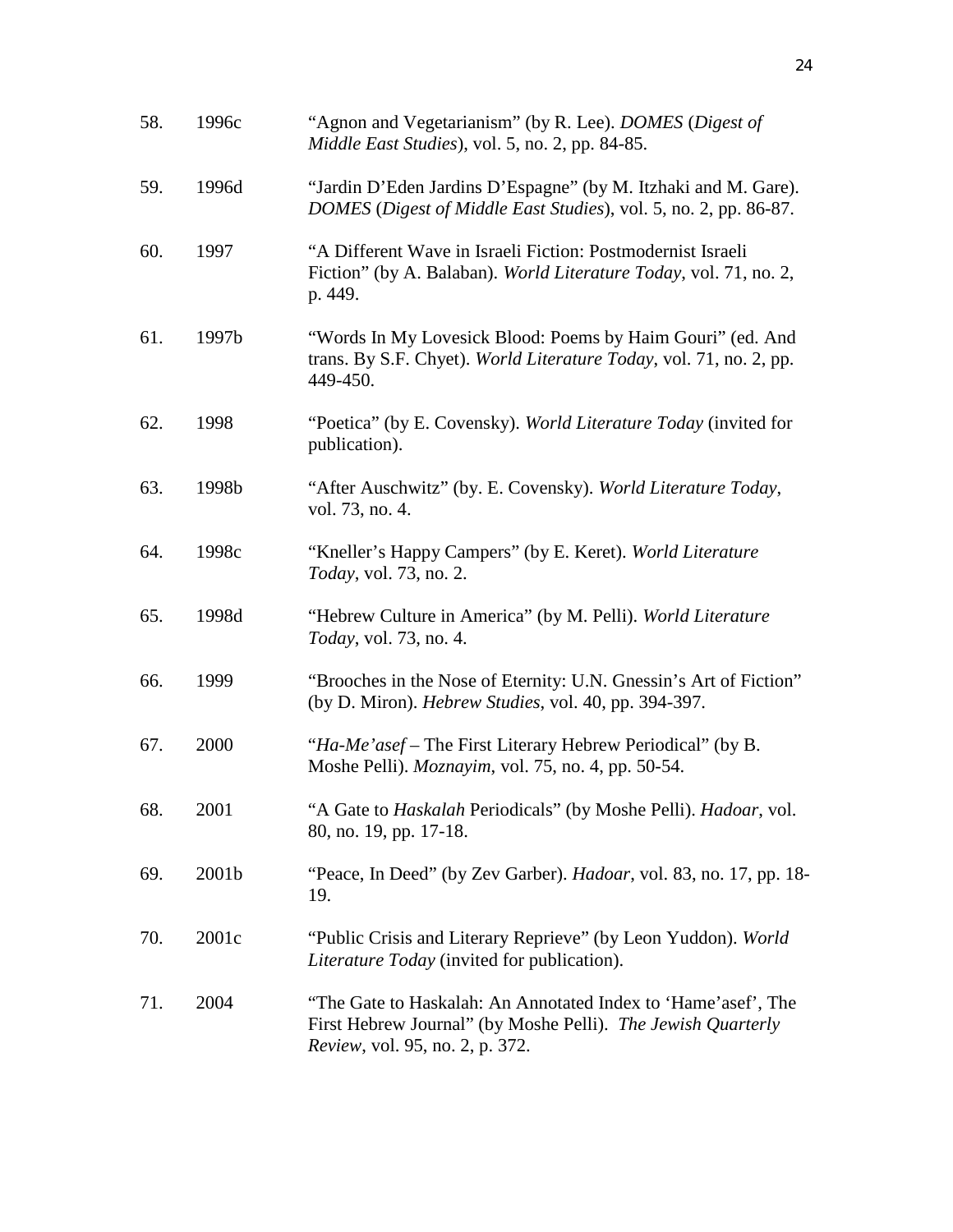58. 1996c "Agnon and Vegetarianism" (by R. Lee). *DOMES* (*Digest of Middle East Studies*), vol. 5, no. 2, pp. 84-85.

59. 1996d "Jardin D'Eden Jardins D'Espagne" (by M. Itzhaki and M. Gare). *DOMES* (*Digest of Middle East Studies*), vol. 5, no. 2, pp. 86-87.

60. 1997 "A Different Wave in Israeli Fiction: Postmodernist Israeli Fiction" (by A. Balaban). *World Literature Today*, vol. 71, no. 2, p. 449.

61. 1997b "Words In My Lovesick Blood: Poems by Haim Gouri" (ed. And trans. By S.F. Chyet). *World Literature Today*, vol. 71, no. 2, pp. 449-450.

62. 1998 "Poetica" (by E. Covensky). *World Literature Today* (invited for publication).

63. 1998b "After Auschwitz" (by. E. Covensky). *World Literature Today*, vol. 73, no. 4.

64. 1998c "Kneller's Happy Campers" (by E. Keret). *World Literature Today*, vol. 73, no. 2.

65. 1998d "Hebrew Culture in America" (by M. Pelli). *World Literature Today*, vol. 73, no. 4.

66. 1999 "Brooches in the Nose of Eternity: U.N. Gnessin's Art of Fiction" (by D. Miron). *Hebrew Studies*, vol. 40, pp. 394-397.

67. 2000 "*Ha-Me'asef* – The First Literary Hebrew Periodical" (by B. Moshe Pelli). *Moznayim*, vol. 75, no. 4, pp. 50-54.

68. 2001 "A Gate to *Haskalah* Periodicals" (by Moshe Pelli). *Hadoar*, vol. 80, no. 19, pp. 17-18.

69. 2001b "Peace, In Deed" (by Zev Garber). *Hadoar*, vol. 83, no. 17, pp. 18-19.

70. 2001c "Public Crisis and Literary Reprieve" (by Leon Yuddon). *World Literature Today* (invited for publication).

71. 2004 "The Gate to Haskalah: An Annotated Index to 'Hame'asef', The First Hebrew Journal" (by Moshe Pelli). *The Jewish Quarterly Review*, vol. 95, no. 2, p. 372.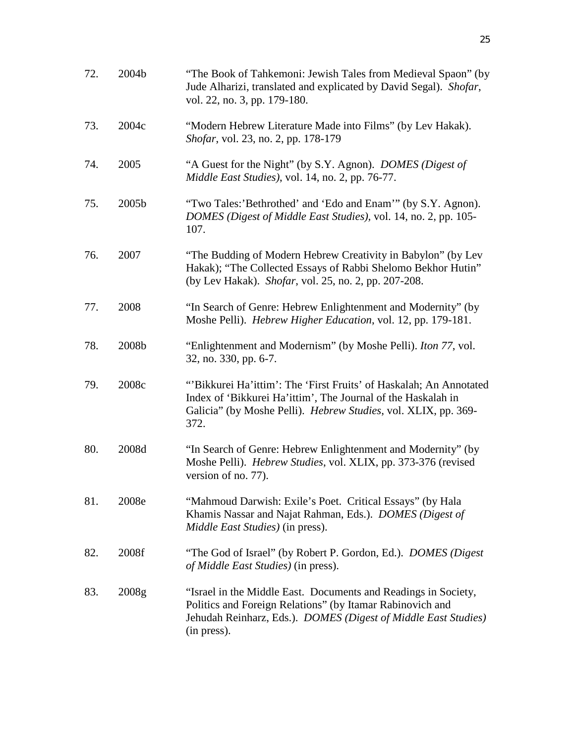72. 2004b "The Book of Tahkemoni: Jewish Tales from Medieval Spaon" (by Jude Alharizi, translated and explicated by David Segal). *Shofar*, vol. 22, no. 3, pp. 179-180.

73. 2004c "Modern Hebrew Literature Made into Films" (by Lev Hakak). *Shofar*, vol. 23, no. 2, pp. 178-179

74. 2005 "A Guest for the Night" (by S.Y. Agnon). *DOMES (Digest of Middle East Studies)*, vol. 14, no. 2, pp. 76-77.

75. 2005b "Two Tales:'Bethrothed' and 'Edo and Enam'" (by S.Y. Agnon). *DOMES (Digest of Middle East Studies)*, vol. 14, no. 2, pp. 105-107.

76. 2007 "The Budding of Modern Hebrew Creativity in Babylon" (by Lev Hakak); "The Collected Essays of Rabbi Shelomo Bekhor Hutin" (by Lev Hakak). *Shofar*, vol. 25, no. 2, pp. 207-208.

77. 2008 "In Search of Genre: Hebrew Enlightenment and Modernity" (by Moshe Pelli). *Hebrew Higher Education*, vol. 12, pp. 179-181.

78. 2008b "Enlightenment and Modernism" (by Moshe Pelli). *Iton 77*, vol. 32, no. 330, pp. 6-7.

79. 2008c "'Bikkurei Ha'ittim': The 'First Fruits' of Haskalah; An Annotated Index of 'Bikkurei Ha'ittim', The Journal of the Haskalah in Galicia" (by Moshe Pelli). *Hebrew Studies*, vol. XLIX, pp. 369-372.

80. 2008d "In Search of Genre: Hebrew Enlightenment and Modernity" (by Moshe Pelli). *Hebrew Studies*, vol. XLIX, pp. 373-376 (revised version of no. 77).

81. 2008e "Mahmoud Darwish: Exile's Poet. Critical Essays" (by Hala Khamis Nassar and Najat Rahman, Eds.). *DOMES (Digest of Middle East Studies)* (in press).

82. 2008f "The God of Israel" (by Robert P. Gordon, Ed.). *DOMES (Digest of Middle East Studies)* (in press).

83. 2008g "Israel in the Middle East. Documents and Readings in Society, Politics and Foreign Relations" (by Itamar Rabinovich and Jehudah Reinharz, Eds.). *DOMES (Digest of Middle East Studies)* (in press).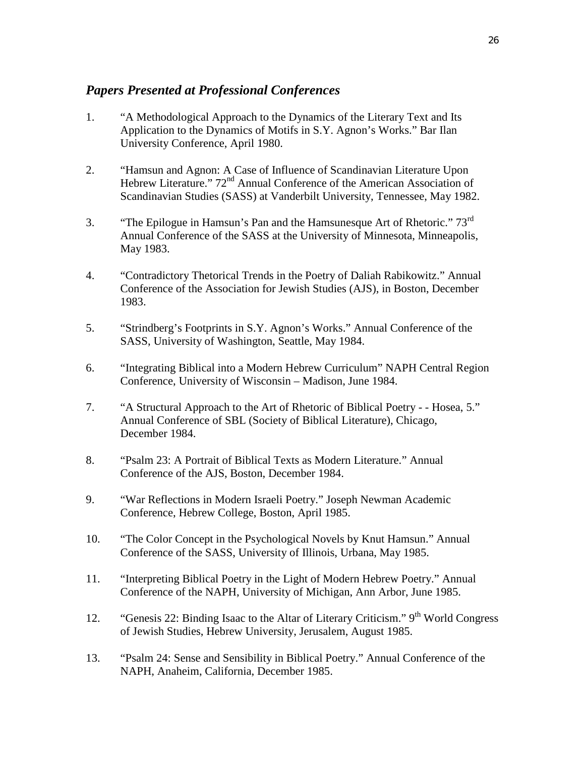## *Papers Presented at Professional Conferences*

1. "A Methodological Approach to the Dynamics of the Literary Text and Its Application to the Dynamics of Motifs in S.Y. Agnon's Works." Bar Ilan University Conference, April 1980.

2. "Hamsun and Agnon: A Case of Influence of Scandinavian Literature Upon Hebrew Literature." 72nd Annual Conference of the American Association of Scandinavian Studies (SASS) at Vanderbilt University, Tennessee, May 1982.

3. "The Epilogue in Hamsun's Pan and the Hamsunesque Art of Rhetoric." 73rd Annual Conference of the SASS at the University of Minnesota, Minneapolis, May 1983.

4. "Contradictory Thetorical Trends in the Poetry of Daliah Rabikowitz." Annual Conference of the Association for Jewish Studies (AJS), in Boston, December 1983.

5. "Strindberg's Footprints in S.Y. Agnon's Works." Annual Conference of the SASS, University of Washington, Seattle, May 1984.

6. "Integrating Biblical into a Modern Hebrew Curriculum" NAPH Central Region Conference, University of Wisconsin – Madison, June 1984.

7. "A Structural Approach to the Art of Rhetoric of Biblical Poetry - - Hosea, 5." Annual Conference of SBL (Society of Biblical Literature), Chicago, December 1984.

8. "Psalm 23: A Portrait of Biblical Texts as Modern Literature." Annual Conference of the AJS, Boston, December 1984.

9. "War Reflections in Modern Israeli Poetry." Joseph Newman Academic Conference, Hebrew College, Boston, April 1985.

10. "The Color Concept in the Psychological Novels by Knut Hamsun." Annual Conference of the SASS, University of Illinois, Urbana, May 1985.

11. "Interpreting Biblical Poetry in the Light of Modern Hebrew Poetry." Annual Conference of the NAPH, University of Michigan, Ann Arbor, June 1985.

12. "Genesis 22: Binding Isaac to the Altar of Literary Criticism." 9th World Congress of Jewish Studies, Hebrew University, Jerusalem, August 1985.

13. "Psalm 24: Sense and Sensibility in Biblical Poetry." Annual Conference of the NAPH, Anaheim, California, December 1985.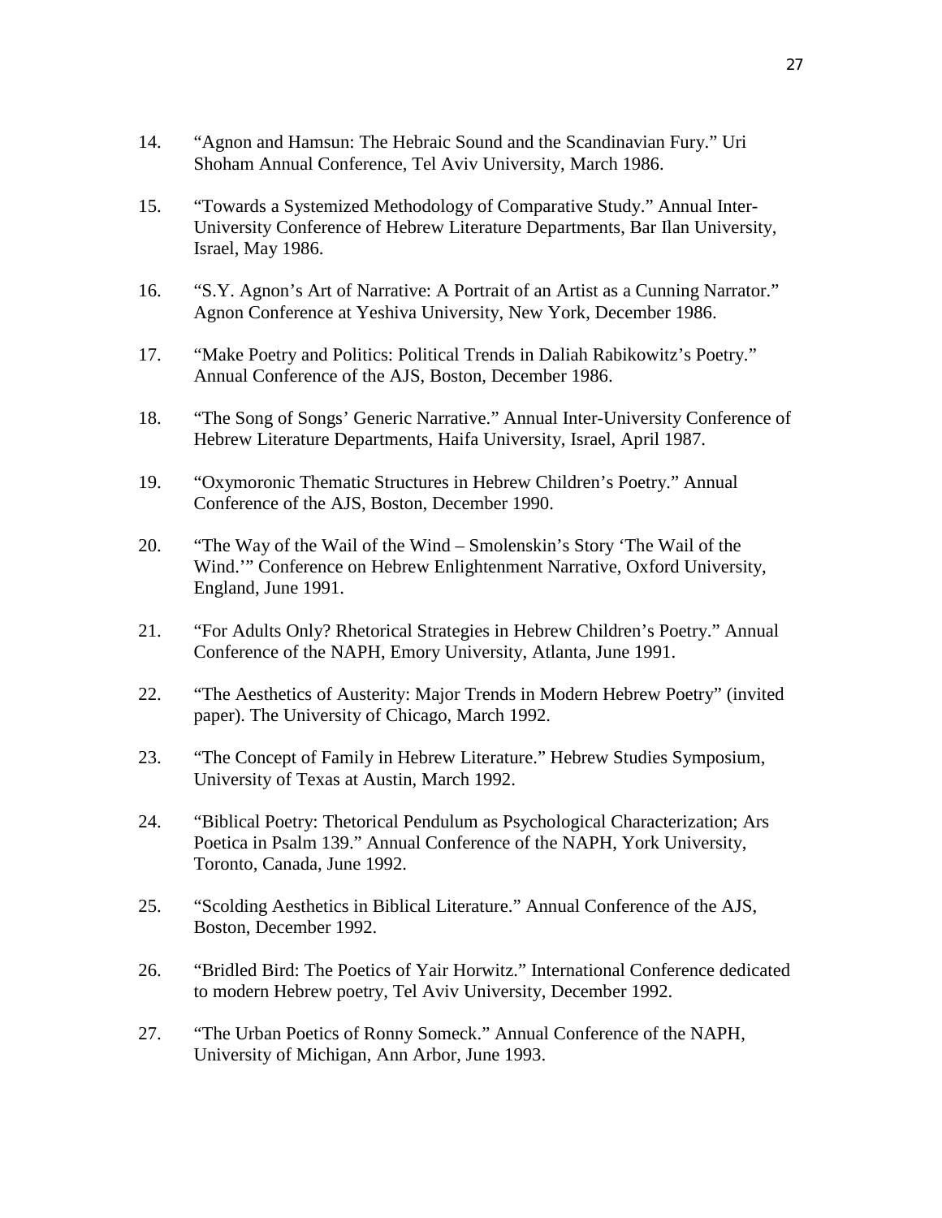14. "Agnon and Hamsun: The Hebraic Sound and the Scandinavian Fury." Uri Shoham Annual Conference, Tel Aviv University, March 1986.

15. "Towards a Systemized Methodology of Comparative Study." Annual Inter-University Conference of Hebrew Literature Departments, Bar Ilan University, Israel, May 1986.

16. "S.Y. Agnon's Art of Narrative: A Portrait of an Artist as a Cunning Narrator." Agnon Conference at Yeshiva University, New York, December 1986.

17. "Make Poetry and Politics: Political Trends in Daliah Rabikowitz's Poetry." Annual Conference of the AJS, Boston, December 1986.

18. "The Song of Songs' Generic Narrative." Annual Inter-University Conference of Hebrew Literature Departments, Haifa University, Israel, April 1987.

19. "Oxymoronic Thematic Structures in Hebrew Children's Poetry." Annual Conference of the AJS, Boston, December 1990.

20. "The Way of the Wail of the Wind – Smolenskin's Story 'The Wail of the Wind.'" Conference on Hebrew Enlightenment Narrative, Oxford University, England, June 1991.

21. "For Adults Only? Rhetorical Strategies in Hebrew Children's Poetry." Annual Conference of the NAPH, Emory University, Atlanta, June 1991.

22. "The Aesthetics of Austerity: Major Trends in Modern Hebrew Poetry" (invited paper). The University of Chicago, March 1992.

23. "The Concept of Family in Hebrew Literature." Hebrew Studies Symposium, University of Texas at Austin, March 1992.

24. "Biblical Poetry: Thetorical Pendulum as Psychological Characterization; Ars Poetica in Psalm 139." Annual Conference of the NAPH, York University, Toronto, Canada, June 1992.

25. "Scolding Aesthetics in Biblical Literature." Annual Conference of the AJS, Boston, December 1992.

26. "Bridled Bird: The Poetics of Yair Horwitz." International Conference dedicated to modern Hebrew poetry, Tel Aviv University, December 1992.

27. "The Urban Poetics of Ronny Someck." Annual Conference of the NAPH, University of Michigan, Ann Arbor, June 1993.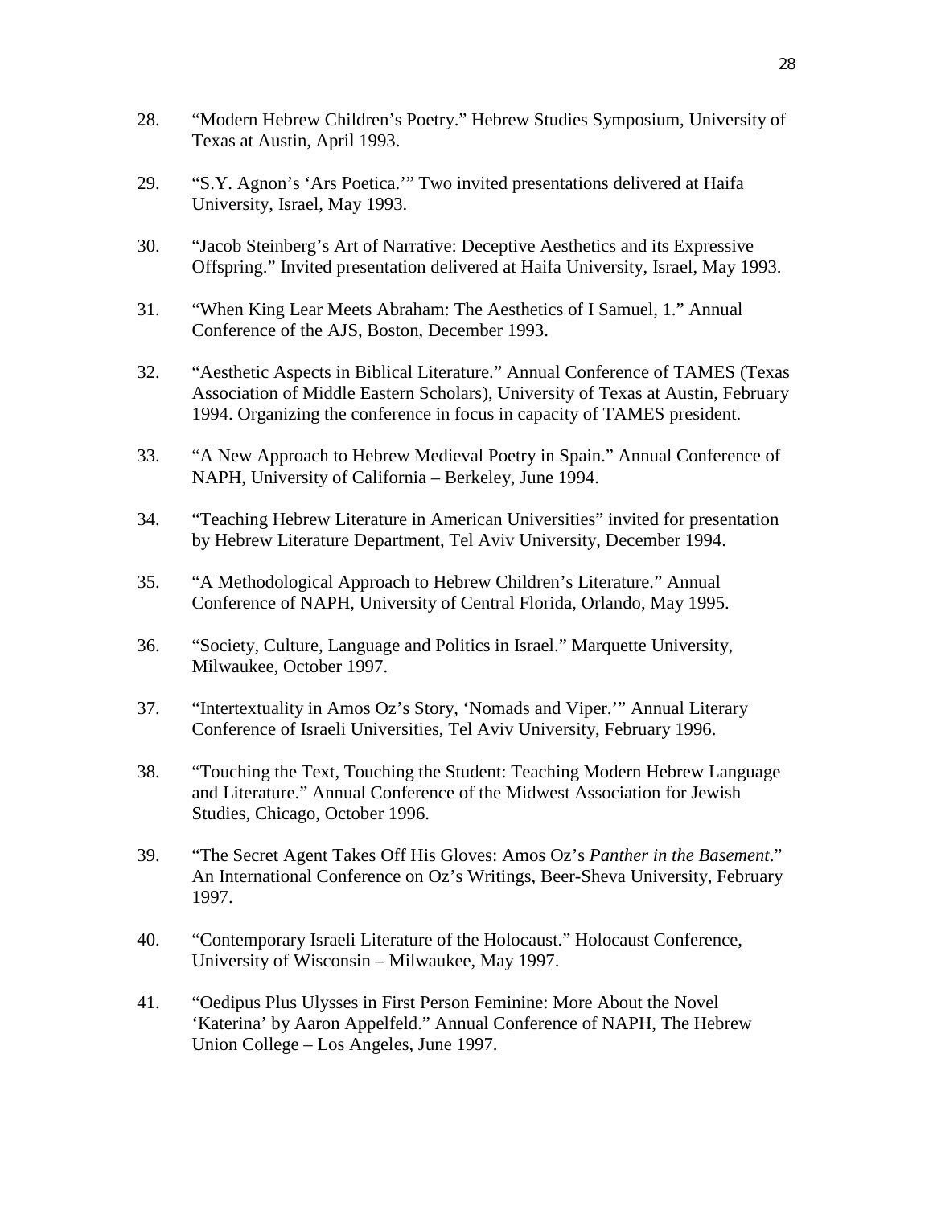28. “Modern Hebrew Children’s Poetry.” Hebrew Studies Symposium, University of Texas at Austin, April 1993.

29. “S.Y. Agnon’s ‘Ars Poetica.’” Two invited presentations delivered at Haifa University, Israel, May 1993.

30. “Jacob Steinberg’s Art of Narrative: Deceptive Aesthetics and its Expressive Offspring.” Invited presentation delivered at Haifa University, Israel, May 1993.

31. “When King Lear Meets Abraham: The Aesthetics of I Samuel, 1.” Annual Conference of the AJS, Boston, December 1993.

32. “Aesthetic Aspects in Biblical Literature.” Annual Conference of TAMES (Texas Association of Middle Eastern Scholars), University of Texas at Austin, February 1994. Organizing the conference in focus in capacity of TAMES president.

33. “A New Approach to Hebrew Medieval Poetry in Spain.” Annual Conference of NAPH, University of California – Berkeley, June 1994.

34. “Teaching Hebrew Literature in American Universities” invited for presentation by Hebrew Literature Department, Tel Aviv University, December 1994.

35. “A Methodological Approach to Hebrew Children’s Literature.” Annual Conference of NAPH, University of Central Florida, Orlando, May 1995.

36. “Society, Culture, Language and Politics in Israel.” Marquette University, Milwaukee, October 1997.

37. “Intertextuality in Amos Oz’s Story, ‘Nomads and Viper.’” Annual Literary Conference of Israeli Universities, Tel Aviv University, February 1996.

38. “Touching the Text, Touching the Student: Teaching Modern Hebrew Language and Literature.” Annual Conference of the Midwest Association for Jewish Studies, Chicago, October 1996.

39. “The Secret Agent Takes Off His Gloves: Amos Oz’s *Panther in the Basement*.” An International Conference on Oz’s Writings, Beer-Sheva University, February 1997.

40. “Contemporary Israeli Literature of the Holocaust.” Holocaust Conference, University of Wisconsin – Milwaukee, May 1997.

41. “Oedipus Plus Ulysses in First Person Feminine: More About the Novel ‘Katerina’ by Aaron Appelfeld.” Annual Conference of NAPH, The Hebrew Union College – Los Angeles, June 1997.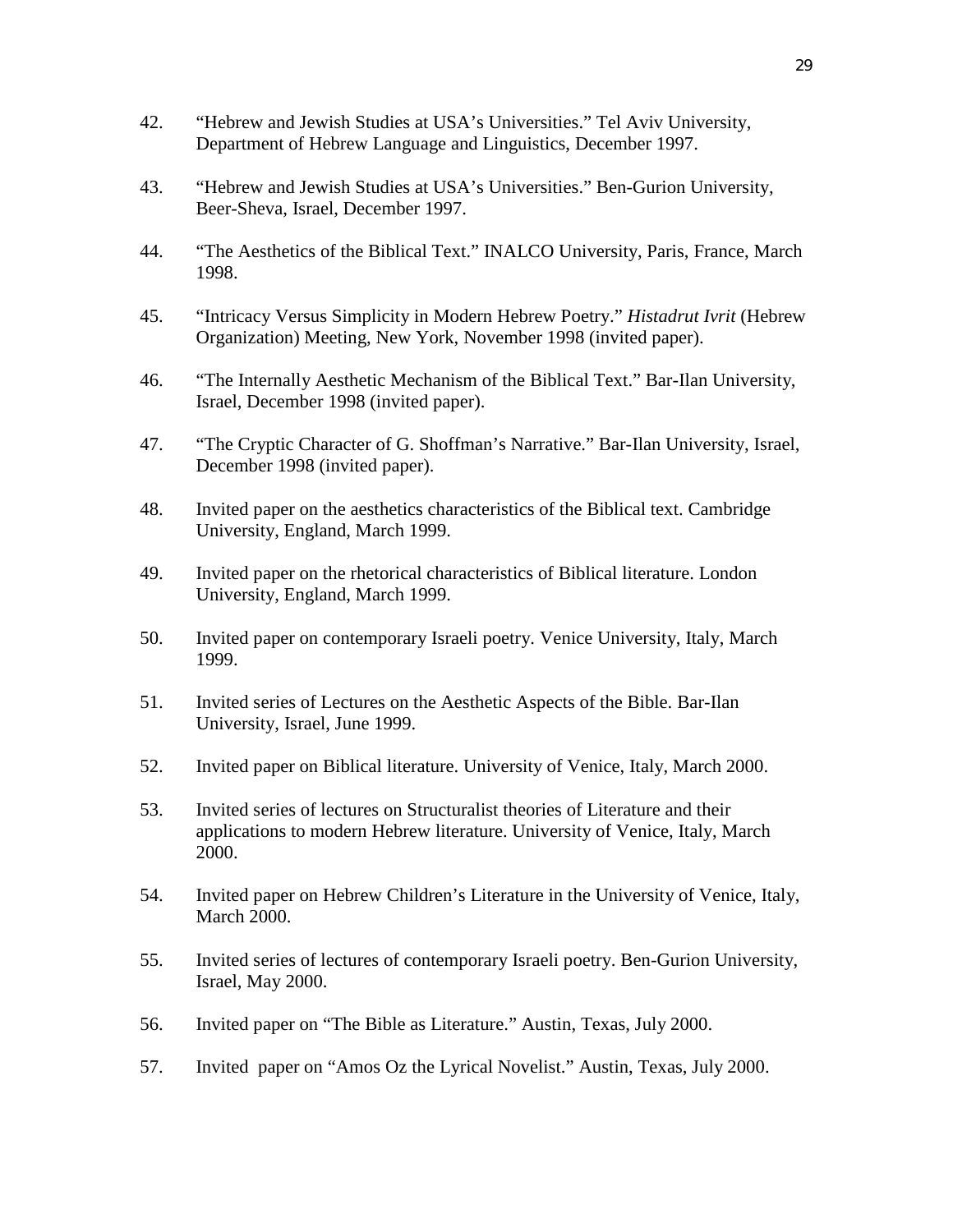42. "Hebrew and Jewish Studies at USA's Universities." Tel Aviv University, Department of Hebrew Language and Linguistics, December 1997.

43. "Hebrew and Jewish Studies at USA's Universities." Ben-Gurion University, Beer-Sheva, Israel, December 1997.

44. "The Aesthetics of the Biblical Text." INALCO University, Paris, France, March 1998.

45. "Intricacy Versus Simplicity in Modern Hebrew Poetry." *Histadrut Ivrit* (Hebrew Organization) Meeting, New York, November 1998 (invited paper).

46. "The Internally Aesthetic Mechanism of the Biblical Text." Bar-Ilan University, Israel, December 1998 (invited paper).

47. "The Cryptic Character of G. Shoffman's Narrative." Bar-Ilan University, Israel, December 1998 (invited paper).

48. Invited paper on the aesthetics characteristics of the Biblical text. Cambridge University, England, March 1999.

49. Invited paper on the rhetorical characteristics of Biblical literature. London University, England, March 1999.

50. Invited paper on contemporary Israeli poetry. Venice University, Italy, March 1999.

51. Invited series of Lectures on the Aesthetic Aspects of the Bible. Bar-Ilan University, Israel, June 1999.

52. Invited paper on Biblical literature. University of Venice, Italy, March 2000.

53. Invited series of lectures on Structuralist theories of Literature and their applications to modern Hebrew literature. University of Venice, Italy, March 2000.

54. Invited paper on Hebrew Children's Literature in the University of Venice, Italy, March 2000.

55. Invited series of lectures of contemporary Israeli poetry. Ben-Gurion University, Israel, May 2000.

56. Invited paper on "The Bible as Literature." Austin, Texas, July 2000.

57. Invited paper on "Amos Oz the Lyrical Novelist." Austin, Texas, July 2000.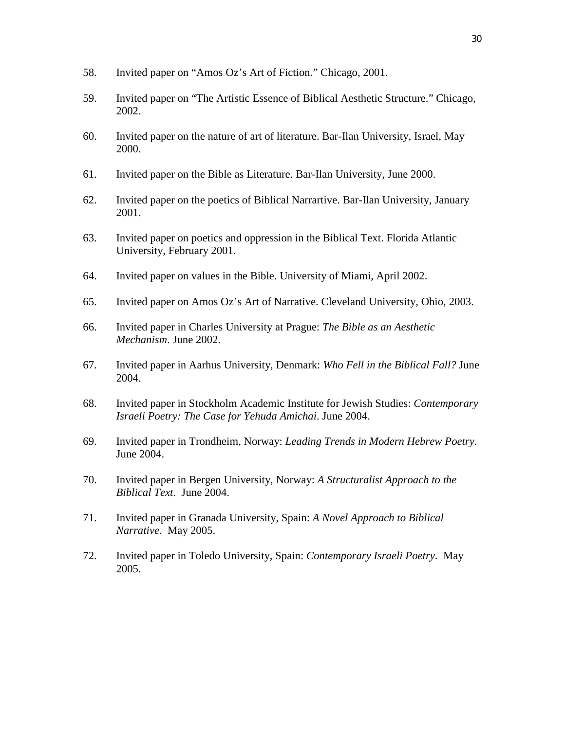58. Invited paper on “Amos Oz’s Art of Fiction.” Chicago, 2001.

59. Invited paper on “The Artistic Essence of Biblical Aesthetic Structure.” Chicago, 2002.

60. Invited paper on the nature of art of literature. Bar-Ilan University, Israel, May 2000.

61. Invited paper on the Bible as Literature. Bar-Ilan University, June 2000.

62. Invited paper on the poetics of Biblical Narrartive. Bar-Ilan University, January 2001.

63. Invited paper on poetics and oppression in the Biblical Text. Florida Atlantic University, February 2001.

64. Invited paper on values in the Bible. University of Miami, April 2002.

65. Invited paper on Amos Oz’s Art of Narrative. Cleveland University, Ohio, 2003.

66. Invited paper in Charles University at Prague: *The Bible as an Aesthetic Mechanism*. June 2002.

67. Invited paper in Aarhus University, Denmark: *Who Fell in the Biblical Fall?* June 2004.

68. Invited paper in Stockholm Academic Institute for Jewish Studies: *Contemporary Israeli Poetry: The Case for Yehuda Amichai*. June 2004.

69. Invited paper in Trondheim, Norway: *Leading Trends in Modern Hebrew Poetry*. June 2004.

70. Invited paper in Bergen University, Norway: *A Structuralist Approach to the Biblical Text*. June 2004.

71. Invited paper in Granada University, Spain: *A Novel Approach to Biblical Narrative*. May 2005.

72. Invited paper in Toledo University, Spain: *Contemporary Israeli Poetry*. May 2005.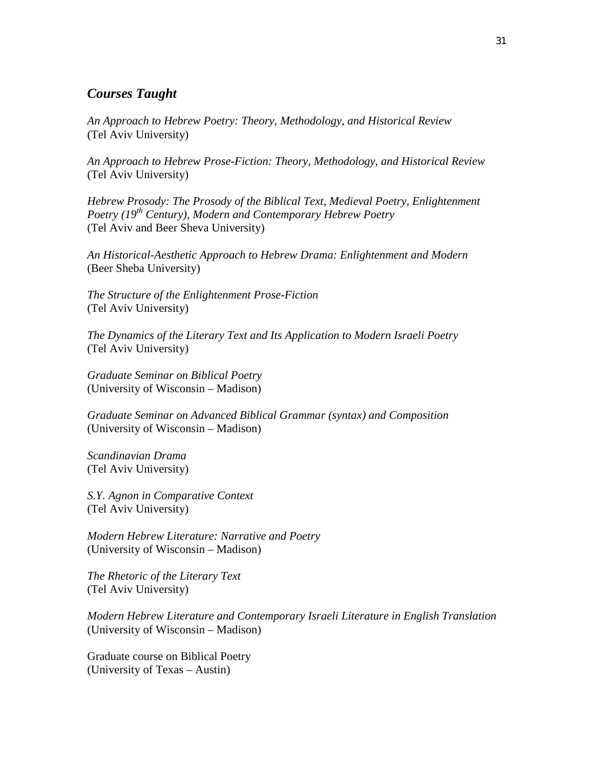## *Courses Taught*

*An Approach to Hebrew Poetry: Theory, Methodology, and Historical Review*
(Tel Aviv University)

*An Approach to Hebrew Prose-Fiction: Theory, Methodology, and Historical Review*
(Tel Aviv University)

*Hebrew Prosody: The Prosody of the Biblical Text, Medieval Poetry, Enlightenment Poetry (19th Century), Modern and Contemporary Hebrew Poetry*
(Tel Aviv and Beer Sheva University)

*An Historical-Aesthetic Approach to Hebrew Drama: Enlightenment and Modern*
(Beer Sheba University)

*The Structure of the Enlightenment Prose-Fiction*
(Tel Aviv University)

*The Dynamics of the Literary Text and Its Application to Modern Israeli Poetry*
(Tel Aviv University)

*Graduate Seminar on Biblical Poetry*
(University of Wisconsin – Madison)

*Graduate Seminar on Advanced Biblical Grammar (syntax) and Composition*
(University of Wisconsin – Madison)

*Scandinavian Drama*
(Tel Aviv University)

*S.Y. Agnon in Comparative Context*
(Tel Aviv University)

*Modern Hebrew Literature: Narrative and Poetry*
(University of Wisconsin – Madison)

*The Rhetoric of the Literary Text*
(Tel Aviv University)

*Modern Hebrew Literature and Contemporary Israeli Literature in English Translation*
(University of Wisconsin – Madison)

Graduate course on Biblical Poetry
(University of Texas – Austin)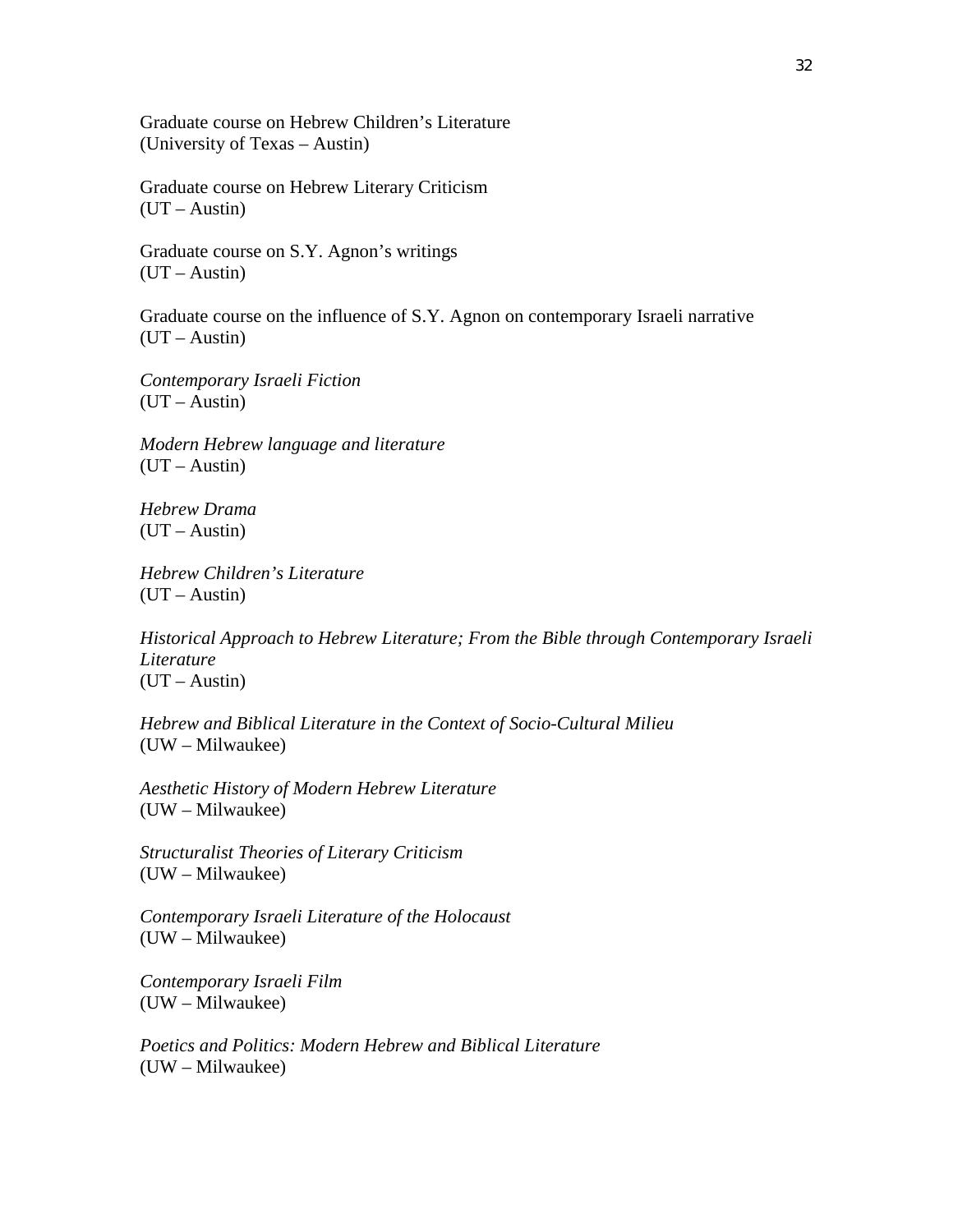Graduate course on Hebrew Children's Literature
(University of Texas – Austin)

Graduate course on Hebrew Literary Criticism
(UT – Austin)

Graduate course on S.Y. Agnon's writings
(UT – Austin)

Graduate course on the influence of S.Y. Agnon on contemporary Israeli narrative
(UT – Austin)

*Contemporary Israeli Fiction*
(UT – Austin)

*Modern Hebrew language and literature*
(UT – Austin)

*Hebrew Drama*
(UT – Austin)

*Hebrew Children's Literature*
(UT – Austin)

*Historical Approach to Hebrew Literature; From the Bible through Contemporary Israeli Literature*
(UT – Austin)

*Hebrew and Biblical Literature in the Context of Socio-Cultural Milieu*
(UW – Milwaukee)

*Aesthetic History of Modern Hebrew Literature*
(UW – Milwaukee)

*Structuralist Theories of Literary Criticism*
(UW – Milwaukee)

*Contemporary Israeli Literature of the Holocaust*
(UW – Milwaukee)

*Contemporary Israeli Film*
(UW – Milwaukee)

*Poetics and Politics: Modern Hebrew and Biblical Literature*
(UW – Milwaukee)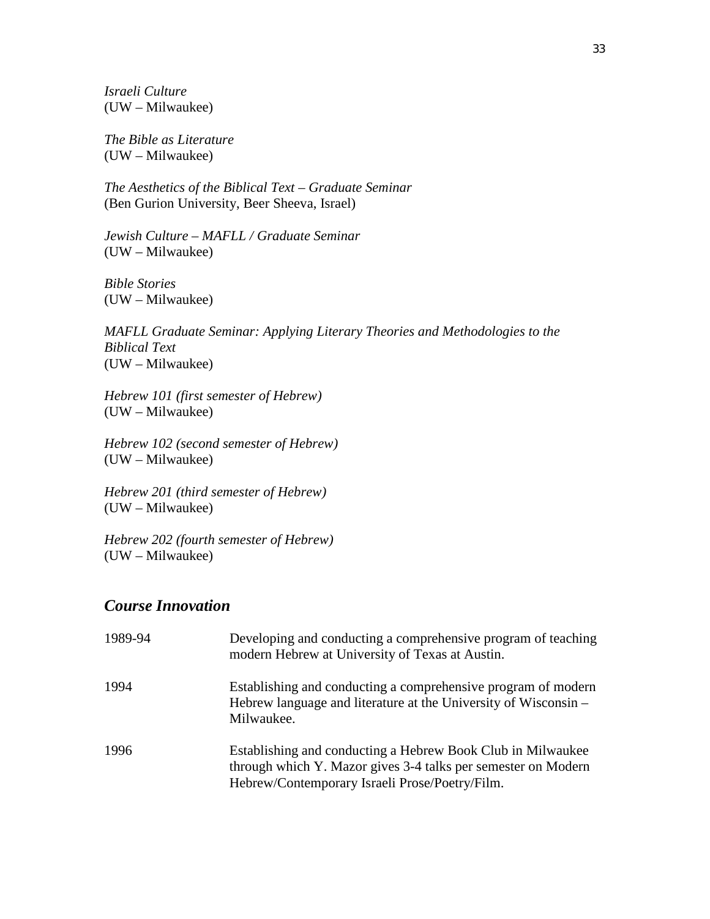*Israeli Culture*
(UW – Milwaukee)

*The Bible as Literature*
(UW – Milwaukee)

*The Aesthetics of the Biblical Text – Graduate Seminar*
(Ben Gurion University, Beer Sheeva, Israel)

*Jewish Culture – MAFLL / Graduate Seminar*
(UW – Milwaukee)

*Bible Stories*
(UW – Milwaukee)

*MAFLL Graduate Seminar: Applying Literary Theories and Methodologies to the Biblical Text*
(UW – Milwaukee)

*Hebrew 101 (first semester of Hebrew)*
(UW – Milwaukee)

*Hebrew 102 (second semester of Hebrew)*
(UW – Milwaukee)

*Hebrew 201 (third semester of Hebrew)*
(UW – Milwaukee)

*Hebrew 202 (fourth semester of Hebrew)*
(UW – Milwaukee)

## *Course Innovation*

| | |
|---|---|
| 1989-94 | Developing and conducting a comprehensive program of teaching modern Hebrew at University of Texas at Austin. |
| 1994 | Establishing and conducting a comprehensive program of modern Hebrew language and literature at the University of Wisconsin – Milwaukee. |
| 1996 | Establishing and conducting a Hebrew Book Club in Milwaukee through which Y. Mazor gives 3-4 talks per semester on Modern Hebrew/Contemporary Israeli Prose/Poetry/Film. |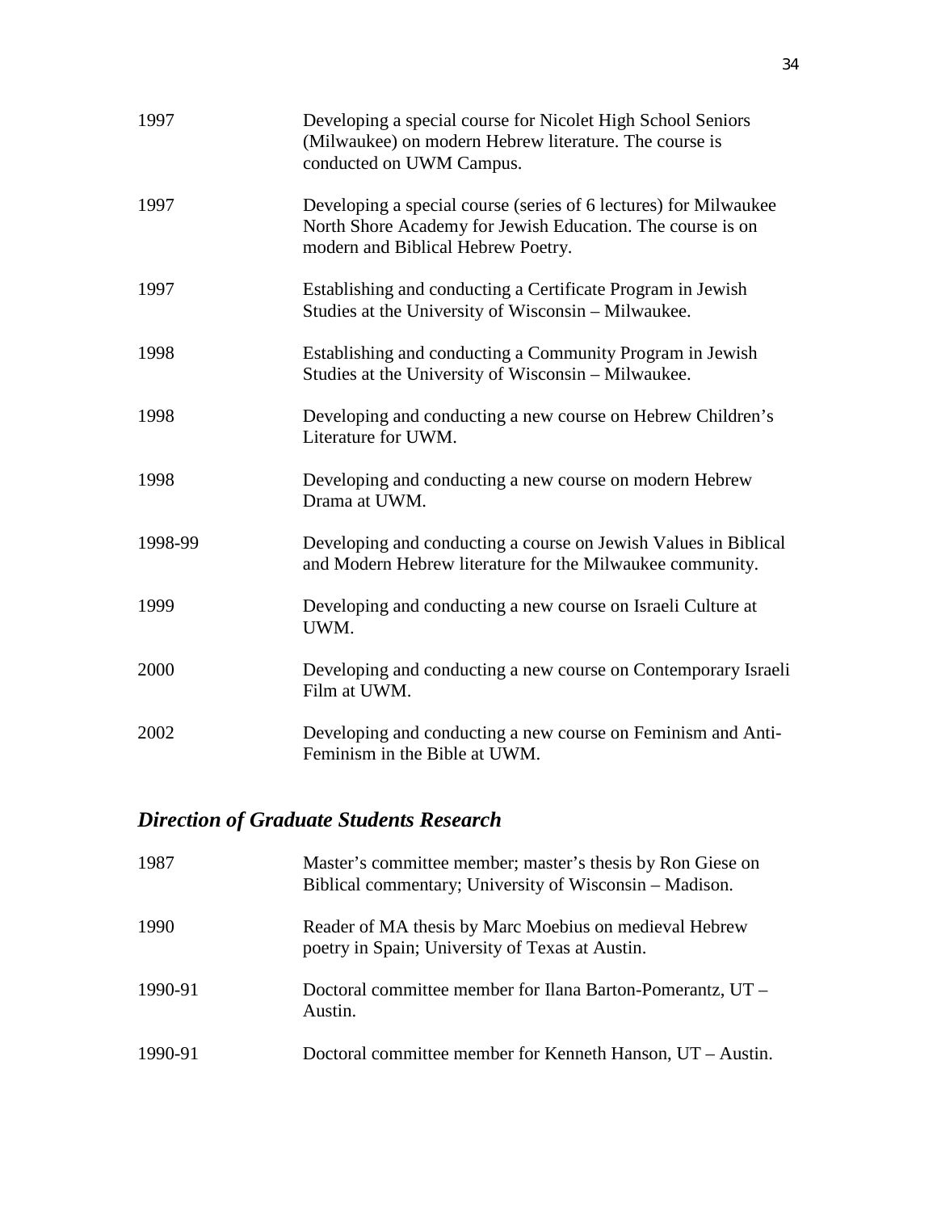1997 Developing a special course for Nicolet High School Seniors (Milwaukee) on modern Hebrew literature. The course is conducted on UWM Campus.

1997 Developing a special course (series of 6 lectures) for Milwaukee North Shore Academy for Jewish Education. The course is on modern and Biblical Hebrew Poetry.

1997 Establishing and conducting a Certificate Program in Jewish Studies at the University of Wisconsin – Milwaukee.

1998 Establishing and conducting a Community Program in Jewish Studies at the University of Wisconsin – Milwaukee.

1998 Developing and conducting a new course on Hebrew Children's Literature for UWM.

1998 Developing and conducting a new course on modern Hebrew Drama at UWM.

1998-99 Developing and conducting a course on Jewish Values in Biblical and Modern Hebrew literature for the Milwaukee community.

1999 Developing and conducting a new course on Israeli Culture at UWM.

2000 Developing and conducting a new course on Contemporary Israeli Film at UWM.

2002 Developing and conducting a new course on Feminism and Anti-Feminism in the Bible at UWM.

## *Direction of Graduate Students Research*

1987 Master's committee member; master's thesis by Ron Giese on Biblical commentary; University of Wisconsin – Madison.

1990 Reader of MA thesis by Marc Moebius on medieval Hebrew poetry in Spain; University of Texas at Austin.

1990-91 Doctoral committee member for Ilana Barton-Pomerantz, UT – Austin.

1990-91 Doctoral committee member for Kenneth Hanson, UT – Austin.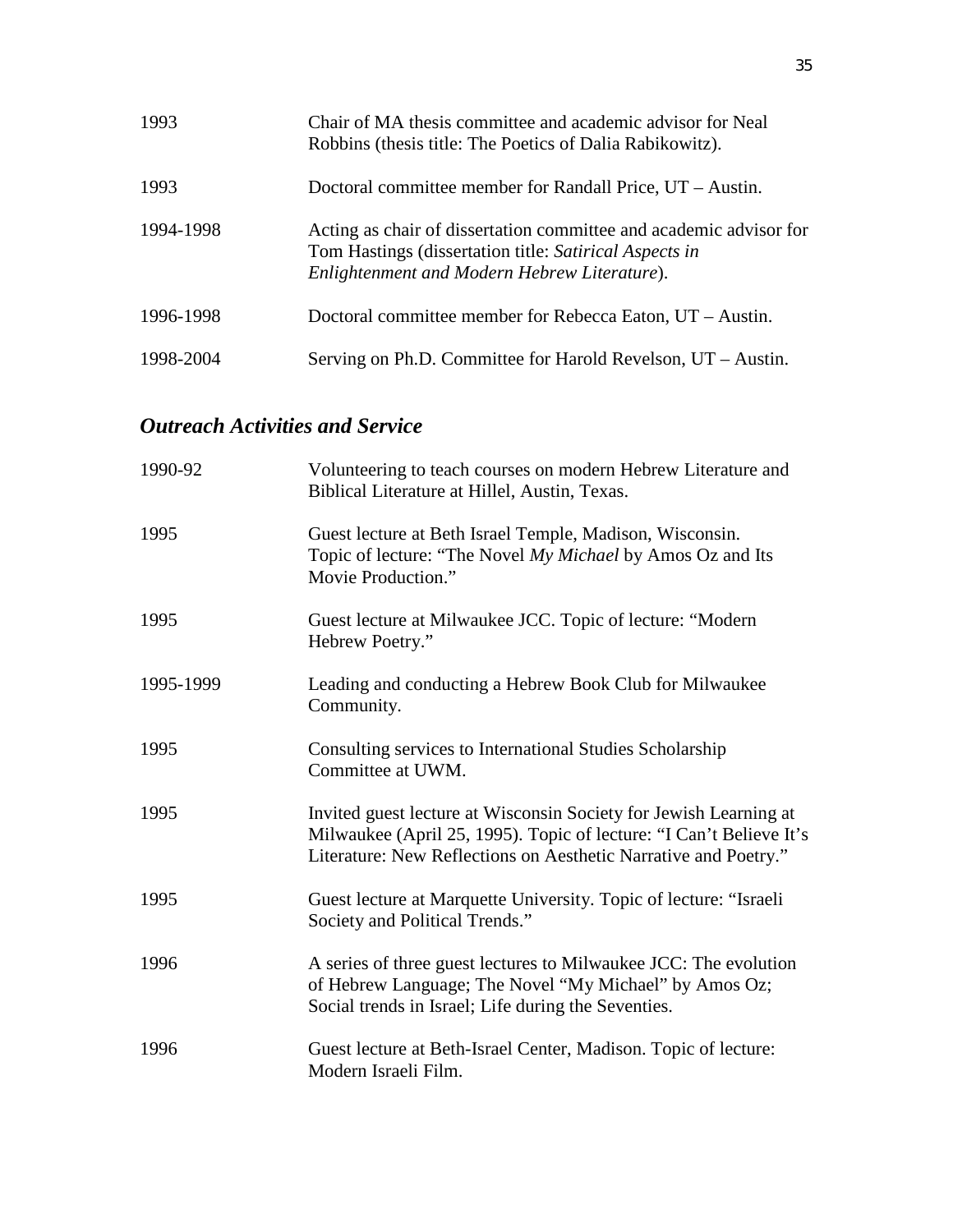| | |
|---|---|
| 1993 | Chair of MA thesis committee and academic advisor for Neal Robbins (thesis title: The Poetics of Dalia Rabikowitz). |
| 1993 | Doctoral committee member for Randall Price, UT – Austin. |
| 1994-1998 | Acting as chair of dissertation committee and academic advisor for Tom Hastings (dissertation title: *Satirical Aspects in Enlightenment and Modern Hebrew Literature*). |
| 1996-1998 | Doctoral committee member for Rebecca Eaton, UT – Austin. |
| 1998-2004 | Serving on Ph.D. Committee for Harold Revelson, UT – Austin. |

## *Outreach Activities and Service*

| | |
|---|---|
| 1990-92 | Volunteering to teach courses on modern Hebrew Literature and Biblical Literature at Hillel, Austin, Texas. |
| 1995 | Guest lecture at Beth Israel Temple, Madison, Wisconsin. Topic of lecture: "The Novel *My Michael* by Amos Oz and Its Movie Production." |
| 1995 | Guest lecture at Milwaukee JCC. Topic of lecture: "Modern Hebrew Poetry." |
| 1995-1999 | Leading and conducting a Hebrew Book Club for Milwaukee Community. |
| 1995 | Consulting services to International Studies Scholarship Committee at UWM. |
| 1995 | Invited guest lecture at Wisconsin Society for Jewish Learning at Milwaukee (April 25, 1995). Topic of lecture: "I Can't Believe It's Literature: New Reflections on Aesthetic Narrative and Poetry." |
| 1995 | Guest lecture at Marquette University. Topic of lecture: "Israeli Society and Political Trends." |
| 1996 | A series of three guest lectures to Milwaukee JCC: The evolution of Hebrew Language; The Novel "My Michael" by Amos Oz; Social trends in Israel; Life during the Seventies. |
| 1996 | Guest lecture at Beth-Israel Center, Madison. Topic of lecture: Modern Israeli Film. |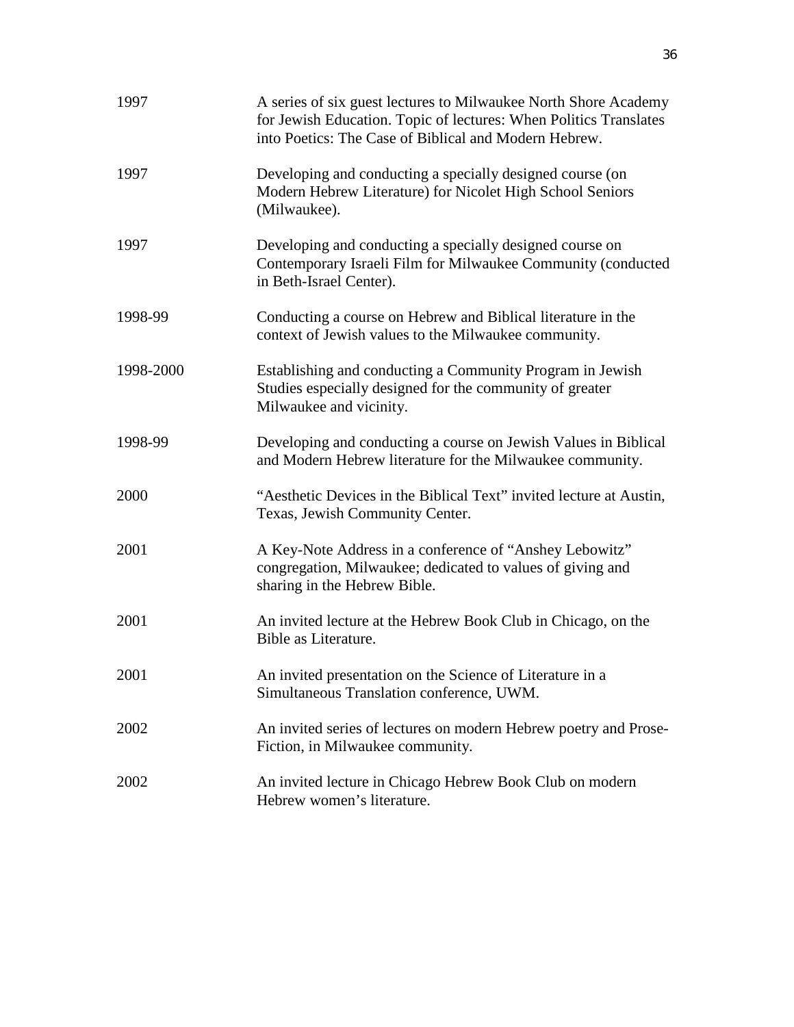| | |
|---|---|
| 1997 | A series of six guest lectures to Milwaukee North Shore Academy for Jewish Education. Topic of lectures: When Politics Translates into Poetics: The Case of Biblical and Modern Hebrew. |
| 1997 | Developing and conducting a specially designed course (on Modern Hebrew Literature) for Nicolet High School Seniors (Milwaukee). |
| 1997 | Developing and conducting a specially designed course on Contemporary Israeli Film for Milwaukee Community (conducted in Beth-Israel Center). |
| 1998-99 | Conducting a course on Hebrew and Biblical literature in the context of Jewish values to the Milwaukee community. |
| 1998-2000 | Establishing and conducting a Community Program in Jewish Studies especially designed for the community of greater Milwaukee and vicinity. |
| 1998-99 | Developing and conducting a course on Jewish Values in Biblical and Modern Hebrew literature for the Milwaukee community. |
| 2000 | "Aesthetic Devices in the Biblical Text" invited lecture at Austin, Texas, Jewish Community Center. |
| 2001 | A Key-Note Address in a conference of "Anshey Lebowitz" congregation, Milwaukee; dedicated to values of giving and sharing in the Hebrew Bible. |
| 2001 | An invited lecture at the Hebrew Book Club in Chicago, on the Bible as Literature. |
| 2001 | An invited presentation on the Science of Literature in a Simultaneous Translation conference, UWM. |
| 2002 | An invited series of lectures on modern Hebrew poetry and Prose-Fiction, in Milwaukee community. |
| 2002 | An invited lecture in Chicago Hebrew Book Club on modern Hebrew women's literature. |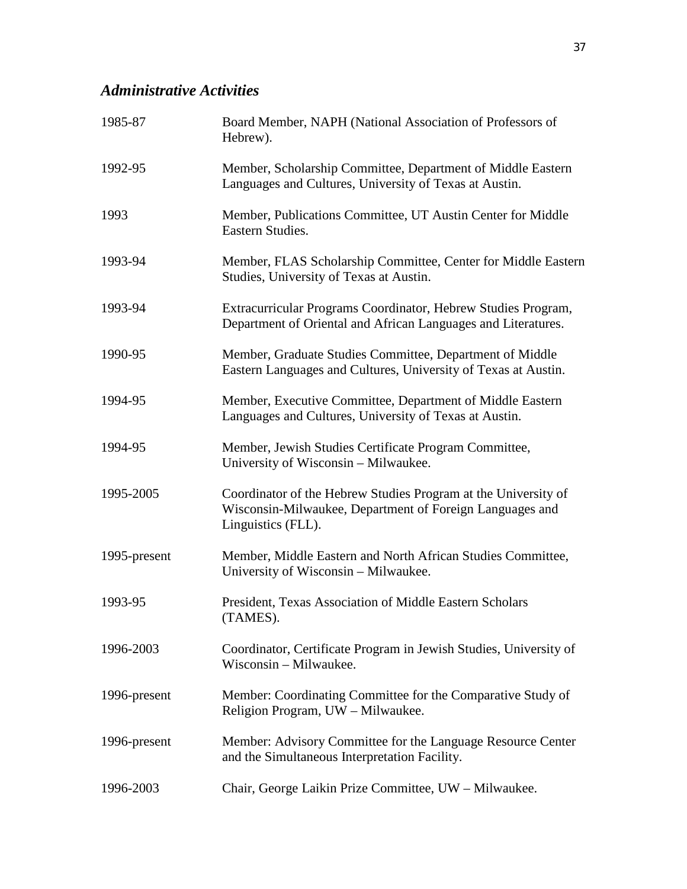## *Administrative Activities*

| | |
|---|---|
| 1985-87 | Board Member, NAPH (National Association of Professors of Hebrew). |
| 1992-95 | Member, Scholarship Committee, Department of Middle Eastern Languages and Cultures, University of Texas at Austin. |
| 1993 | Member, Publications Committee, UT Austin Center for Middle Eastern Studies. |
| 1993-94 | Member, FLAS Scholarship Committee, Center for Middle Eastern Studies, University of Texas at Austin. |
| 1993-94 | Extracurricular Programs Coordinator, Hebrew Studies Program, Department of Oriental and African Languages and Literatures. |
| 1990-95 | Member, Graduate Studies Committee, Department of Middle Eastern Languages and Cultures, University of Texas at Austin. |
| 1994-95 | Member, Executive Committee, Department of Middle Eastern Languages and Cultures, University of Texas at Austin. |
| 1994-95 | Member, Jewish Studies Certificate Program Committee, University of Wisconsin – Milwaukee. |
| 1995-2005 | Coordinator of the Hebrew Studies Program at the University of Wisconsin-Milwaukee, Department of Foreign Languages and Linguistics (FLL). |
| 1995-present | Member, Middle Eastern and North African Studies Committee, University of Wisconsin – Milwaukee. |
| 1993-95 | President, Texas Association of Middle Eastern Scholars (TAMES). |
| 1996-2003 | Coordinator, Certificate Program in Jewish Studies, University of Wisconsin – Milwaukee. |
| 1996-present | Member: Coordinating Committee for the Comparative Study of Religion Program, UW – Milwaukee. |
| 1996-present | Member: Advisory Committee for the Language Resource Center and the Simultaneous Interpretation Facility. |
| 1996-2003 | Chair, George Laikin Prize Committee, UW – Milwaukee. |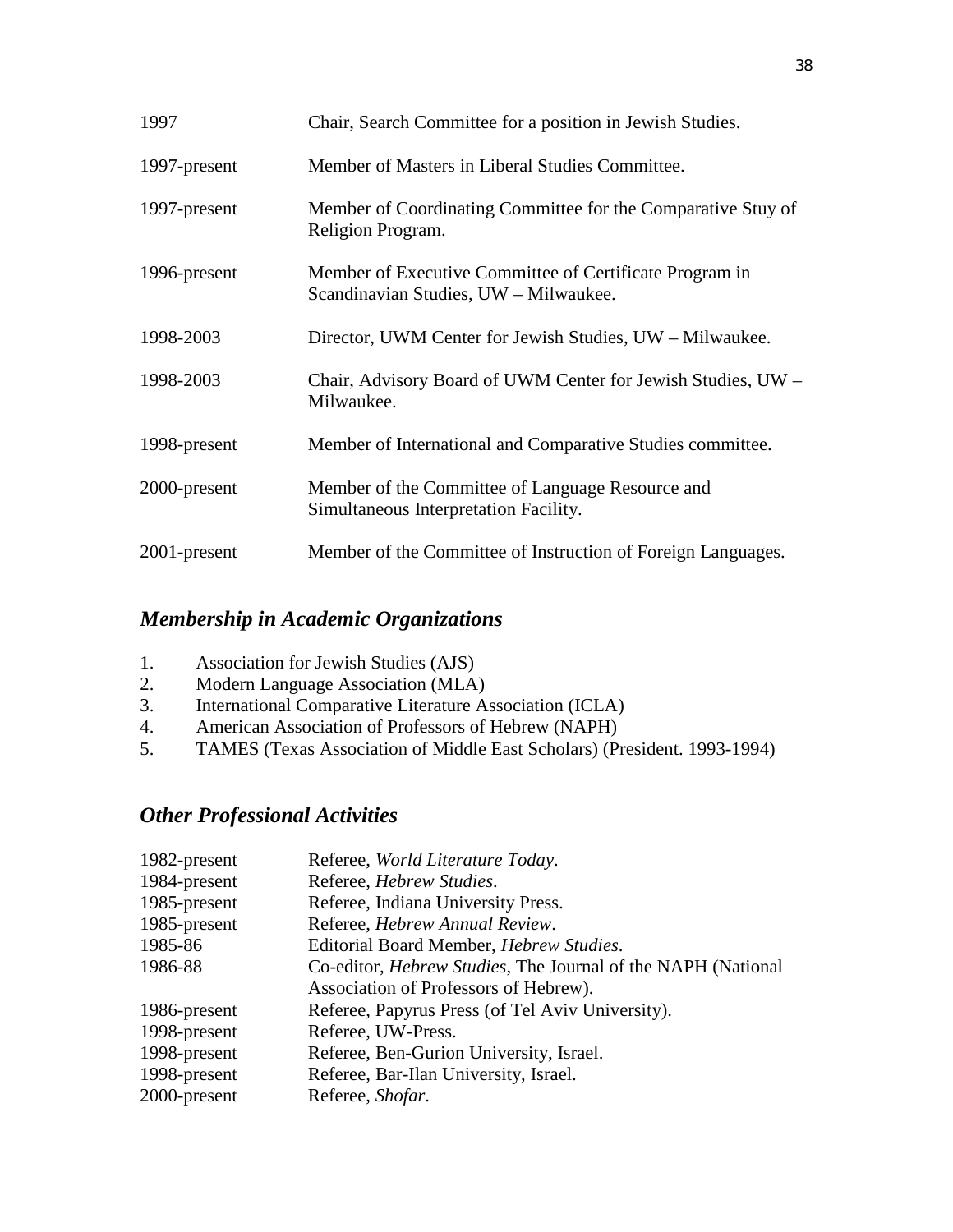| | |
|---|---|
| 1997 | Chair, Search Committee for a position in Jewish Studies. |
| 1997-present | Member of Masters in Liberal Studies Committee. |
| 1997-present | Member of Coordinating Committee for the Comparative Stuy of Religion Program. |
| 1996-present | Member of Executive Committee of Certificate Program in Scandinavian Studies, UW – Milwaukee. |
| 1998-2003 | Director, UWM Center for Jewish Studies, UW – Milwaukee. |
| 1998-2003 | Chair, Advisory Board of UWM Center for Jewish Studies, UW – Milwaukee. |
| 1998-present | Member of International and Comparative Studies committee. |
| 2000-present | Member of the Committee of Language Resource and Simultaneous Interpretation Facility. |
| 2001-present | Member of the Committee of Instruction of Foreign Languages. |

## *Membership in Academic Organizations*

1. Association for Jewish Studies (AJS)
2. Modern Language Association (MLA)
3. International Comparative Literature Association (ICLA)
4. American Association of Professors of Hebrew (NAPH)
5. TAMES (Texas Association of Middle East Scholars) (President. 1993-1994)

## *Other Professional Activities*

| | |
|---|---|
| 1982-present | Referee, *World Literature Today*. |
| 1984-present | Referee, *Hebrew Studies*. |
| 1985-present | Referee, Indiana University Press. |
| 1985-present | Referee, *Hebrew Annual Review*. |
| 1985-86 | Editorial Board Member, *Hebrew Studies*. |
| 1986-88 | Co-editor, *Hebrew Studies*, The Journal of the NAPH (National Association of Professors of Hebrew). |
| 1986-present | Referee, Papyrus Press (of Tel Aviv University). |
| 1998-present | Referee, UW-Press. |
| 1998-present | Referee, Ben-Gurion University, Israel. |
| 1998-present | Referee, Bar-Ilan University, Israel. |
| 2000-present | Referee, *Shofar*. |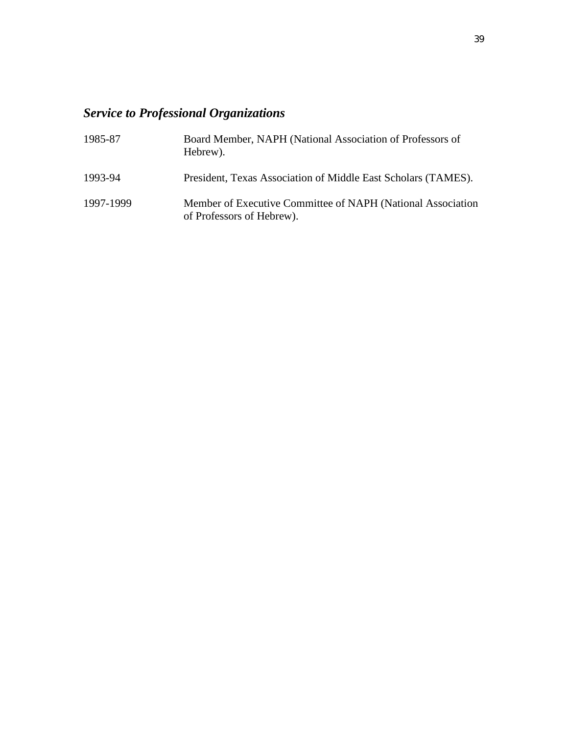### *Service to Professional Organizations*

| | |
|---|---|
| 1985-87 | Board Member, NAPH (National Association of Professors of Hebrew). |
| 1993-94 | President, Texas Association of Middle East Scholars (TAMES). |
| 1997-1999 | Member of Executive Committee of NAPH (National Association of Professors of Hebrew). |